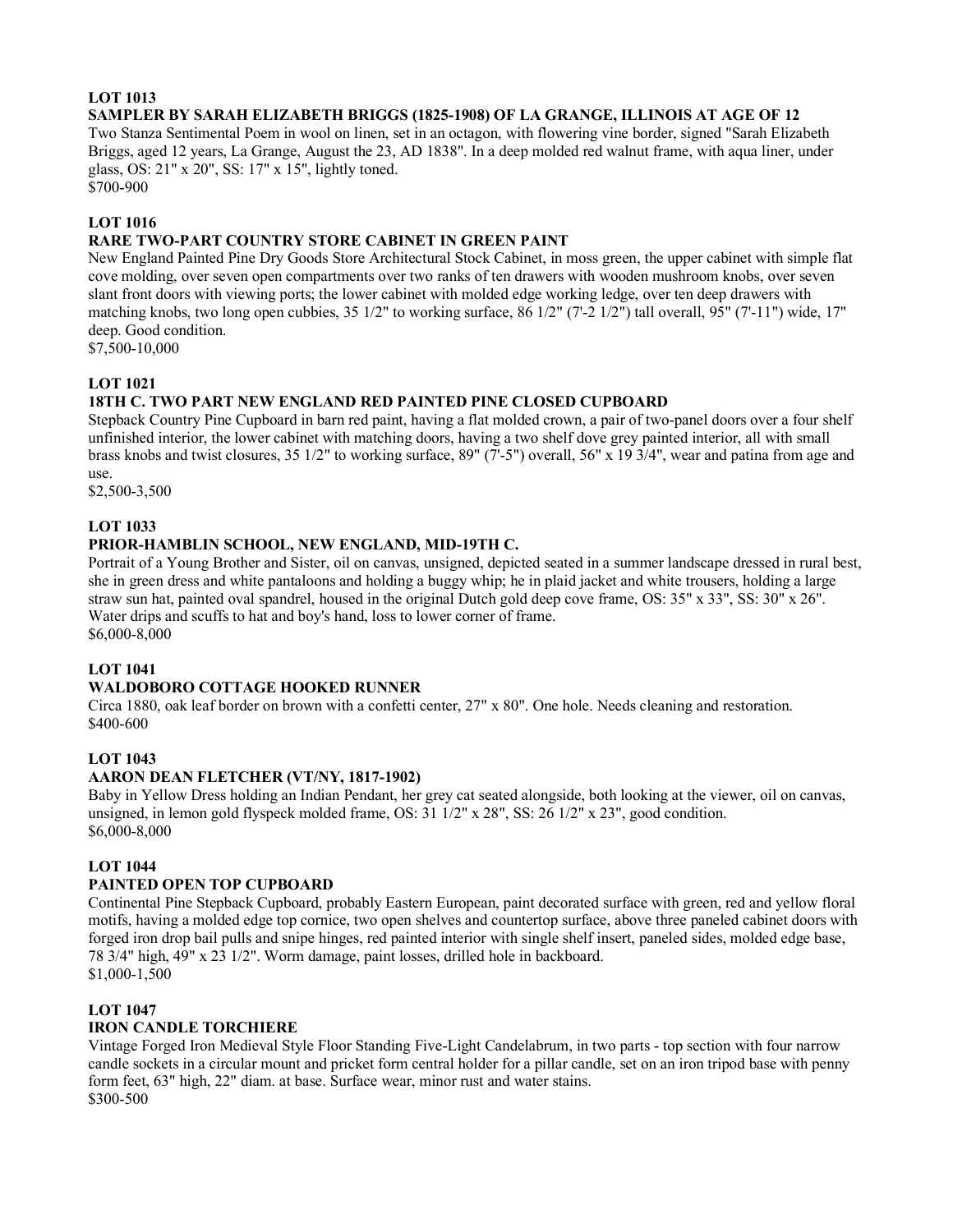**LOT 1013**

**SAMPLER BY SARAH ELIZABETH BRIGGS (1825-1908) OF LA GRANGE, ILLINOIS AT AGE OF 12**

Two Stanza Sentimental Poem in wool on linen, set in an octagon, with flowering vine border, signed "Sarah Elizabeth Briggs, aged 12 years, La Grange, August the 23, AD 1838". In a deep molded red walnut frame, with aqua liner, under glass, OS: 21" x 20", SS: 17" x 15", lightly toned.

$700-900

**LOT 1016**

**RARE TWO-PART COUNTRY STORE CABINET IN GREEN PAINT**

New England Painted Pine Dry Goods Store Architectural Stock Cabinet, in moss green, the upper cabinet with simple flat cove molding, over seven open compartments over two ranks of ten drawers with wooden mushroom knobs, over seven slant front doors with viewing ports; the lower cabinet with molded edge working ledge, over ten deep drawers with matching knobs, two long open cubbies, 35 1/2" to working surface, 86 1/2" (7'-2 1/2") tall overall, 95" (7'-11") wide, 17" deep. Good condition.

$7,500-10,000

**LOT 1021**

**18TH C. TWO PART NEW ENGLAND RED PAINTED PINE CLOSED CUPBOARD**

Stepback Country Pine Cupboard in barn red paint, having a flat molded crown, a pair of two-panel doors over a four shelf unfinished interior, the lower cabinet with matching doors, having a two shelf dove grey painted interior, all with small brass knobs and twist closures, 35 1/2" to working surface, 89" (7'-5") overall, 56" x 19 3/4", wear and patina from age and use.

$2,500-3,500

**LOT 1033**

**PRIOR-HAMBLIN SCHOOL, NEW ENGLAND, MID-19TH C.**

Portrait of a Young Brother and Sister, oil on canvas, unsigned, depicted seated in a summer landscape dressed in rural best, she in green dress and white pantaloons and holding a buggy whip; he in plaid jacket and white trousers, holding a large straw sun hat, painted oval spandrel, housed in the original Dutch gold deep cove frame, OS: 35" x 33", SS: 30" x 26". Water drips and scuffs to hat and boy's hand, loss to lower corner of frame.

$6,000-8,000

**LOT 1041**

**WALDOBORO COTTAGE HOOKED RUNNER**

Circa 1880, oak leaf border on brown with a confetti center, 27" x 80". One hole. Needs cleaning and restoration.

$400-600

**LOT 1043**

**AARON DEAN FLETCHER (VT/NY, 1817-1902)**

Baby in Yellow Dress holding an Indian Pendant, her grey cat seated alongside, both looking at the viewer, oil on canvas, unsigned, in lemon gold flyspeck molded frame, OS: 31 1/2" x 28", SS: 26 1/2" x 23", good condition.

$6,000-8,000

**LOT 1044**

**PAINTED OPEN TOP CUPBOARD**

Continental Pine Stepback Cupboard, probably Eastern European, paint decorated surface with green, red and yellow floral motifs, having a molded edge top cornice, two open shelves and countertop surface, above three paneled cabinet doors with forged iron drop bail pulls and snipe hinges, red painted interior with single shelf insert, paneled sides, molded edge base, 78 3/4" high, 49" x 23 1/2". Worm damage, paint losses, drilled hole in backboard.

$1,000-1,500

**LOT 1047**

**IRON CANDLE TORCHIERE**

Vintage Forged Iron Medieval Style Floor Standing Five-Light Candelabrum, in two parts - top section with four narrow candle sockets in a circular mount and pricket form central holder for a pillar candle, set on an iron tripod base with penny form feet, 63" high, 22" diam. at base. Surface wear, minor rust and water stains.

$300-500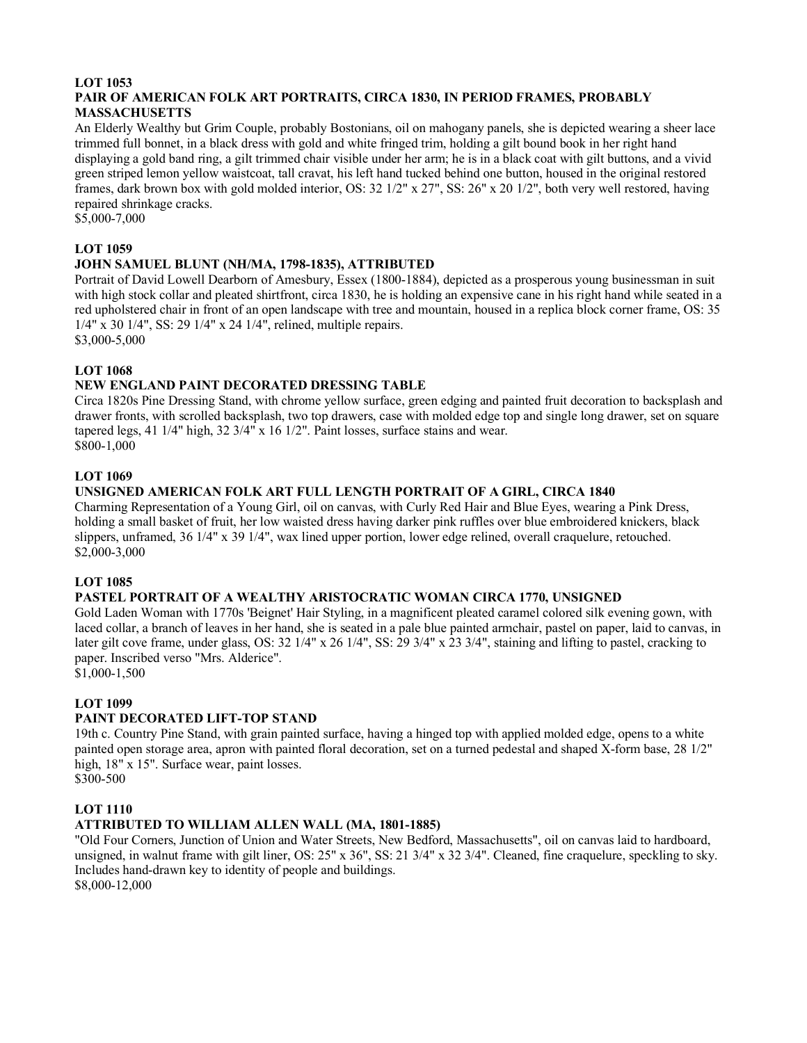**LOT 1053**
**PAIR OF AMERICAN FOLK ART PORTRAITS, CIRCA 1830, IN PERIOD FRAMES, PROBABLY MASSACHUSETTS**
An Elderly Wealthy but Grim Couple, probably Bostonians, oil on mahogany panels, she is depicted wearing a sheer lace trimmed full bonnet, in a black dress with gold and white fringed trim, holding a gilt bound book in her right hand displaying a gold band ring, a gilt trimmed chair visible under her arm; he is in a black coat with gilt buttons, and a vivid green striped lemon yellow waistcoat, tall cravat, his left hand tucked behind one button, housed in the original restored frames, dark brown box with gold molded interior, OS: 32 1/2" x 27", SS: 26" x 20 1/2", both very well restored, having repaired shrinkage cracks.
$5,000-7,000

**LOT 1059**
**JOHN SAMUEL BLUNT (NH/MA, 1798-1835), ATTRIBUTED**
Portrait of David Lowell Dearborn of Amesbury, Essex (1800-1884), depicted as a prosperous young businessman in suit with high stock collar and pleated shirtfront, circa 1830, he is holding an expensive cane in his right hand while seated in a red upholstered chair in front of an open landscape with tree and mountain, housed in a replica block corner frame, OS: 35 1/4" x 30 1/4", SS: 29 1/4" x 24 1/4", relined, multiple repairs.
$3,000-5,000

**LOT 1068**
**NEW ENGLAND PAINT DECORATED DRESSING TABLE**
Circa 1820s Pine Dressing Stand, with chrome yellow surface, green edging and painted fruit decoration to backsplash and drawer fronts, with scrolled backsplash, two top drawers, case with molded edge top and single long drawer, set on square tapered legs, 41 1/4" high, 32 3/4" x 16 1/2". Paint losses, surface stains and wear.
$800-1,000

**LOT 1069**
**UNSIGNED AMERICAN FOLK ART FULL LENGTH PORTRAIT OF A GIRL, CIRCA 1840**
Charming Representation of a Young Girl, oil on canvas, with Curly Red Hair and Blue Eyes, wearing a Pink Dress, holding a small basket of fruit, her low waisted dress having darker pink ruffles over blue embroidered knickers, black slippers, unframed, 36 1/4" x 39 1/4", wax lined upper portion, lower edge relined, overall craquelure, retouched.
$2,000-3,000

**LOT 1085**
**PASTEL PORTRAIT OF A WEALTHY ARISTOCRATIC WOMAN CIRCA 1770, UNSIGNED**
Gold Laden Woman with 1770s 'Beignet' Hair Styling, in a magnificent pleated caramel colored silk evening gown, with laced collar, a branch of leaves in her hand, she is seated in a pale blue painted armchair, pastel on paper, laid to canvas, in later gilt cove frame, under glass, OS: 32 1/4" x 26 1/4", SS: 29 3/4" x 23 3/4", staining and lifting to pastel, cracking to paper. Inscribed verso "Mrs. Alderice".
$1,000-1,500

**LOT 1099**
**PAINT DECORATED LIFT-TOP STAND**
19th c. Country Pine Stand, with grain painted surface, having a hinged top with applied molded edge, opens to a white painted open storage area, apron with painted floral decoration, set on a turned pedestal and shaped X-form base, 28 1/2" high, 18" x 15". Surface wear, paint losses.
$300-500

**LOT 1110**
**ATTRIBUTED TO WILLIAM ALLEN WALL (MA, 1801-1885)**
"Old Four Corners, Junction of Union and Water Streets, New Bedford, Massachusetts", oil on canvas laid to hardboard, unsigned, in walnut frame with gilt liner, OS: 25" x 36", SS: 21 3/4" x 32 3/4". Cleaned, fine craquelure, speckling to sky. Includes hand-drawn key to identity of people and buildings.
$8,000-12,000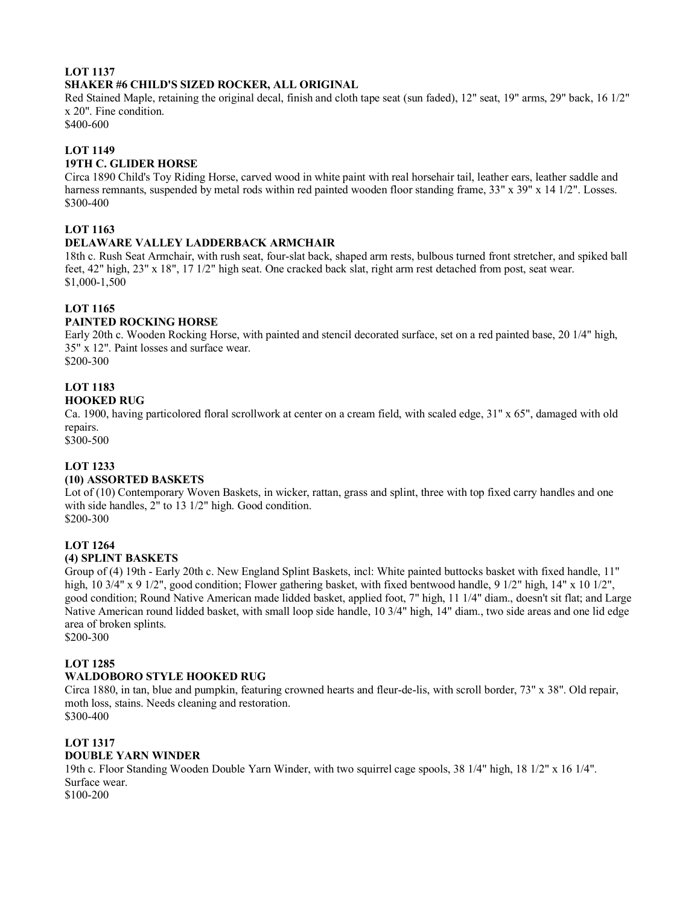**LOT 1137**
**SHAKER #6 CHILD'S SIZED ROCKER, ALL ORIGINAL**
Red Stained Maple, retaining the original decal, finish and cloth tape seat (sun faded), 12" seat, 19" arms, 29" back, 16 1/2" x 20". Fine condition.
$400-600

**LOT 1149**
**19TH C. GLIDER HORSE**
Circa 1890 Child's Toy Riding Horse, carved wood in white paint with real horsehair tail, leather ears, leather saddle and harness remnants, suspended by metal rods within red painted wooden floor standing frame, 33" x 39" x 14 1/2". Losses.
$300-400

**LOT 1163**
**DELAWARE VALLEY LADDERBACK ARMCHAIR**
18th c. Rush Seat Armchair, with rush seat, four-slat back, shaped arm rests, bulbous turned front stretcher, and spiked ball feet, 42" high, 23" x 18", 17 1/2" high seat. One cracked back slat, right arm rest detached from post, seat wear.
$1,000-1,500

**LOT 1165**
**PAINTED ROCKING HORSE**
Early 20th c. Wooden Rocking Horse, with painted and stencil decorated surface, set on a red painted base, 20 1/4" high, 35" x 12". Paint losses and surface wear.
$200-300

**LOT 1183**
**HOOKED RUG**
Ca. 1900, having particolored floral scrollwork at center on a cream field, with scaled edge, 31" x 65", damaged with old repairs.
$300-500

**LOT 1233**
**(10) ASSORTED BASKETS**
Lot of (10) Contemporary Woven Baskets, in wicker, rattan, grass and splint, three with top fixed carry handles and one with side handles, 2" to 13 1/2" high. Good condition.
$200-300

**LOT 1264**
**(4) SPLINT BASKETS**
Group of (4) 19th - Early 20th c. New England Splint Baskets, incl: White painted buttocks basket with fixed handle, 11" high, 10 3/4" x 9 1/2", good condition; Flower gathering basket, with fixed bentwood handle, 9 1/2" high, 14" x 10 1/2", good condition; Round Native American made lidded basket, applied foot, 7" high, 11 1/4" diam., doesn't sit flat; and Large Native American round lidded basket, with small loop side handle, 10 3/4" high, 14" diam., two side areas and one lid edge area of broken splints.
$200-300

**LOT 1285**
**WALDOBORO STYLE HOOKED RUG**
Circa 1880, in tan, blue and pumpkin, featuring crowned hearts and fleur-de-lis, with scroll border, 73" x 38". Old repair, moth loss, stains. Needs cleaning and restoration.
$300-400

**LOT 1317**
**DOUBLE YARN WINDER**
19th c. Floor Standing Wooden Double Yarn Winder, with two squirrel cage spools, 38 1/4" high, 18 1/2" x 16 1/4". Surface wear.
$100-200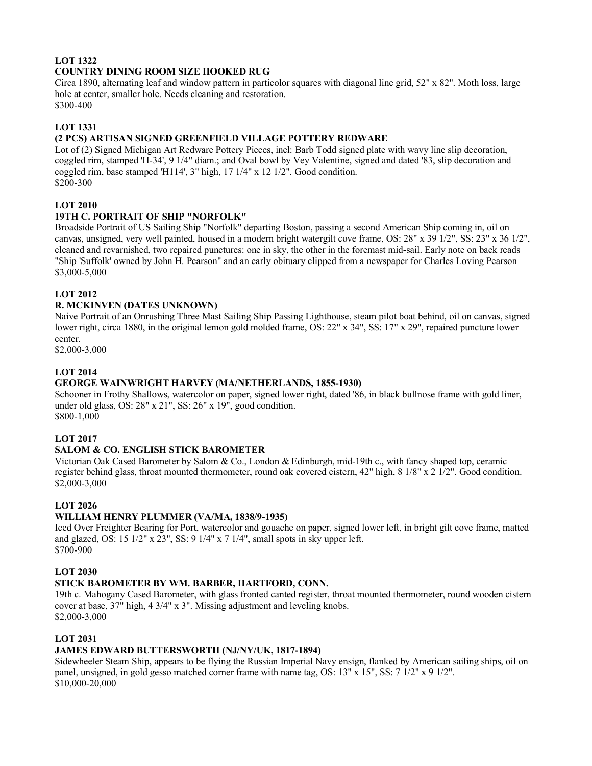**LOT 1322**
**COUNTRY DINING ROOM SIZE HOOKED RUG**

Circa 1890, alternating leaf and window pattern in particolor squares with diagonal line grid, 52" x 82". Moth loss, large hole at center, smaller hole. Needs cleaning and restoration.
$300-400

**LOT 1331**
**(2 PCS) ARTISAN SIGNED GREENFIELD VILLAGE POTTERY REDWARE**

Lot of (2) Signed Michigan Art Redware Pottery Pieces, incl: Barb Todd signed plate with wavy line slip decoration, coggled rim, stamped 'H-34', 9 1/4" diam.; and Oval bowl by Vey Valentine, signed and dated '83, slip decoration and coggled rim, base stamped 'H114', 3" high, 17 1/4" x 12 1/2". Good condition.
$200-300

**LOT 2010**
**19TH C. PORTRAIT OF SHIP "NORFOLK"**

Broadside Portrait of US Sailing Ship "Norfolk" departing Boston, passing a second American Ship coming in, oil on canvas, unsigned, very well painted, housed in a modern bright watergilt cove frame, OS: 28" x 39 1/2", SS: 23" x 36 1/2", cleaned and revarnished, two repaired punctures: one in sky, the other in the foremast mid-sail. Early note on back reads "Ship 'Suffolk' owned by John H. Pearson" and an early obituary clipped from a newspaper for Charles Loving Pearson
$3,000-5,000

**LOT 2012**
**R. MCKINVEN (DATES UNKNOWN)**

Naive Portrait of an Onrushing Three Mast Sailing Ship Passing Lighthouse, steam pilot boat behind, oil on canvas, signed lower right, circa 1880, in the original lemon gold molded frame, OS: 22" x 34", SS: 17" x 29", repaired puncture lower center.
$2,000-3,000

**LOT 2014**
**GEORGE WAINWRIGHT HARVEY (MA/NETHERLANDS, 1855-1930)**

Schooner in Frothy Shallows, watercolor on paper, signed lower right, dated '86, in black bullnose frame with gold liner, under old glass, OS: 28" x 21", SS: 26" x 19", good condition.
$800-1,000

**LOT 2017**
**SALOM & CO. ENGLISH STICK BAROMETER**

Victorian Oak Cased Barometer by Salom & Co., London & Edinburgh, mid-19th c., with fancy shaped top, ceramic register behind glass, throat mounted thermometer, round oak covered cistern, 42" high, 8 1/8" x 2 1/2". Good condition.
$2,000-3,000

**LOT 2026**
**WILLIAM HENRY PLUMMER (VA/MA, 1838/9-1935)**

Iced Over Freighter Bearing for Port, watercolor and gouache on paper, signed lower left, in bright gilt cove frame, matted and glazed, OS: 15 1/2" x 23", SS: 9 1/4" x 7 1/4", small spots in sky upper left.
$700-900

**LOT 2030**
**STICK BAROMETER BY WM. BARBER, HARTFORD, CONN.**

19th c. Mahogany Cased Barometer, with glass fronted canted register, throat mounted thermometer, round wooden cistern cover at base, 37" high, 4 3/4" x 3". Missing adjustment and leveling knobs.
$2,000-3,000

**LOT 2031**
**JAMES EDWARD BUTTERSWORTH (NJ/NY/UK, 1817-1894)**

Sidewheeler Steam Ship, appears to be flying the Russian Imperial Navy ensign, flanked by American sailing ships, oil on panel, unsigned, in gold gesso matched corner frame with name tag, OS: 13" x 15", SS: 7 1/2" x 9 1/2".
$10,000-20,000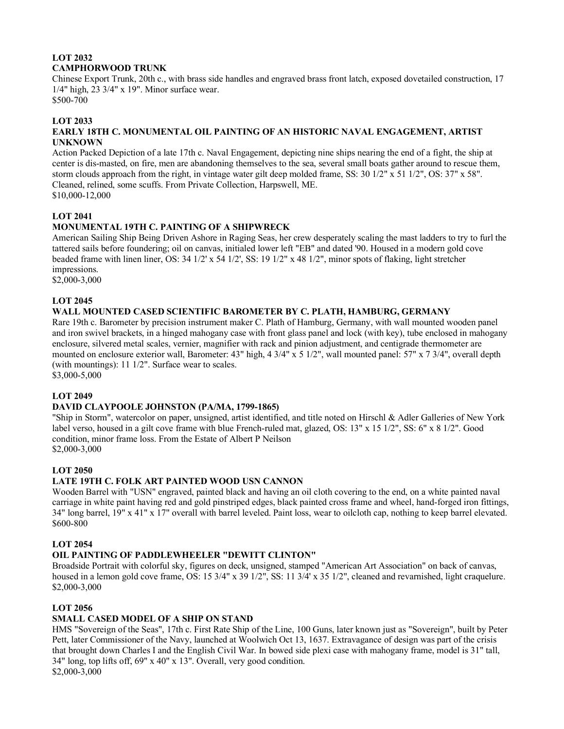**LOT 2032**
**CAMPHORWOOD TRUNK**
Chinese Export Trunk, 20th c., with brass side handles and engraved brass front latch, exposed dovetailed construction, 17 1/4" high, 23 3/4" x 19". Minor surface wear.
$500-700

**LOT 2033**
**EARLY 18TH C. MONUMENTAL OIL PAINTING OF AN HISTORIC NAVAL ENGAGEMENT, ARTIST UNKNOWN**
Action Packed Depiction of a late 17th c. Naval Engagement, depicting nine ships nearing the end of a fight, the ship at center is dis-masted, on fire, men are abandoning themselves to the sea, several small boats gather around to rescue them, storm clouds approach from the right, in vintage water gilt deep molded frame, SS: 30 1/2" x 51 1/2", OS: 37" x 58". Cleaned, relined, some scuffs. From Private Collection, Harpswell, ME.
$10,000-12,000

**LOT 2041**
**MONUMENTAL 19TH C. PAINTING OF A SHIPWRECK**
American Sailing Ship Being Driven Ashore in Raging Seas, her crew desperately scaling the mast ladders to try to furl the tattered sails before foundering; oil on canvas, initialed lower left "EB" and dated '90. Housed in a modern gold cove beaded frame with linen liner, OS: 34 1/2' x 54 1/2', SS: 19 1/2" x 48 1/2", minor spots of flaking, light stretcher impressions.
$2,000-3,000

**LOT 2045**
**WALL MOUNTED CASED SCIENTIFIC BAROMETER BY C. PLATH, HAMBURG, GERMANY**
Rare 19th c. Barometer by precision instrument maker C. Plath of Hamburg, Germany, with wall mounted wooden panel and iron swivel brackets, in a hinged mahogany case with front glass panel and lock (with key), tube enclosed in mahogany enclosure, silvered metal scales, vernier, magnifier with rack and pinion adjustment, and centigrade thermometer are mounted on enclosure exterior wall, Barometer: 43" high, 4 3/4" x 5 1/2", wall mounted panel: 57" x 7 3/4", overall depth (with mountings): 11 1/2". Surface wear to scales.
$3,000-5,000

**LOT 2049**
**DAVID CLAYPOOLE JOHNSTON (PA/MA, 1799-1865)**
"Ship in Storm", watercolor on paper, unsigned, artist identified, and title noted on Hirschl & Adler Galleries of New York label verso, housed in a gilt cove frame with blue French-ruled mat, glazed, OS: 13" x 15 1/2", SS: 6" x 8 1/2". Good condition, minor frame loss. From the Estate of Albert P Neilson
$2,000-3,000

**LOT 2050**
**LATE 19TH C. FOLK ART PAINTED WOOD USN CANNON**
Wooden Barrel with "USN" engraved, painted black and having an oil cloth covering to the end, on a white painted naval carriage in white paint having red and gold pinstriped edges, black painted cross frame and wheel, hand-forged iron fittings, 34" long barrel, 19" x 41" x 17" overall with barrel leveled. Paint loss, wear to oilcloth cap, nothing to keep barrel elevated.
$600-800

**LOT 2054**
**OIL PAINTING OF PADDLEWHEELER "DEWITT CLINTON"**
Broadside Portrait with colorful sky, figures on deck, unsigned, stamped "American Art Association" on back of canvas, housed in a lemon gold cove frame, OS: 15 3/4" x 39 1/2", SS: 11 3/4' x 35 1/2", cleaned and revarnished, light craquelure.
$2,000-3,000

**LOT 2056**
**SMALL CASED MODEL OF A SHIP ON STAND**
HMS "Sovereign of the Seas", 17th c. First Rate Ship of the Line, 100 Guns, later known just as "Sovereign", built by Peter Pett, later Commissioner of the Navy, launched at Woolwich Oct 13, 1637. Extravagance of design was part of the crisis that brought down Charles I and the English Civil War. In bowed side plexi case with mahogany frame, model is 31" tall, 34" long, top lifts off, 69" x 40" x 13". Overall, very good condition.
$2,000-3,000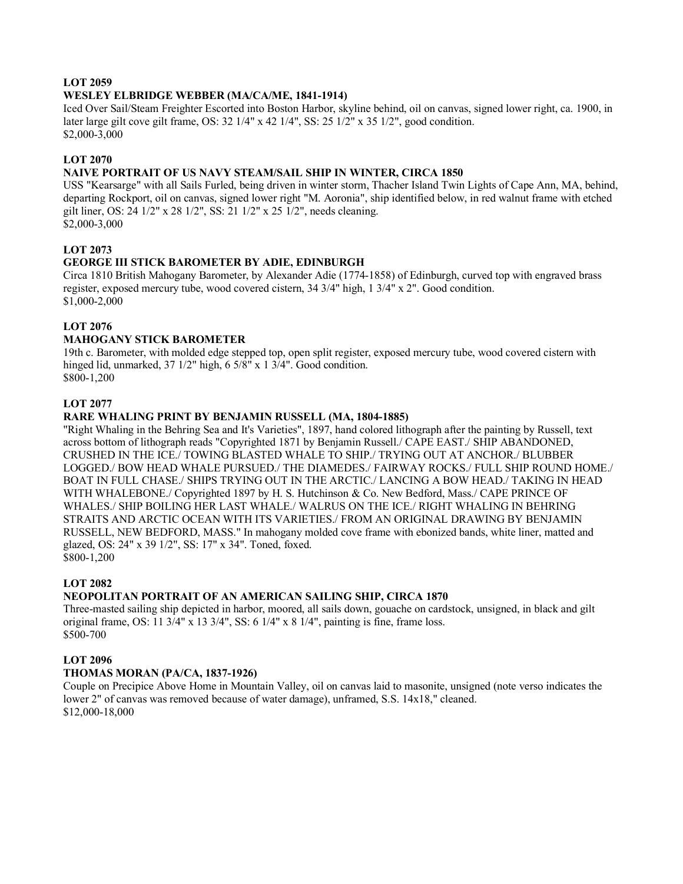**LOT 2059**

**WESLEY ELBRIDGE WEBBER (MA/CA/ME, 1841-1914)**

Iced Over Sail/Steam Freighter Escorted into Boston Harbor, skyline behind, oil on canvas, signed lower right, ca. 1900, in later large gilt cove gilt frame, OS: 32 1/4" x 42 1/4", SS: 25 1/2" x 35 1/2", good condition.
$2,000-3,000

**LOT 2070**

**NAIVE PORTRAIT OF US NAVY STEAM/SAIL SHIP IN WINTER, CIRCA 1850**

USS "Kearsarge" with all Sails Furled, being driven in winter storm, Thacher Island Twin Lights of Cape Ann, MA, behind, departing Rockport, oil on canvas, signed lower right "M. Aoronia", ship identified below, in red walnut frame with etched gilt liner, OS: 24 1/2" x 28 1/2", SS: 21 1/2" x 25 1/2", needs cleaning.
$2,000-3,000

**LOT 2073**

**GEORGE III STICK BAROMETER BY ADIE, EDINBURGH**

Circa 1810 British Mahogany Barometer, by Alexander Adie (1774-1858) of Edinburgh, curved top with engraved brass register, exposed mercury tube, wood covered cistern, 34 3/4" high, 1 3/4" x 2". Good condition.
$1,000-2,000

**LOT 2076**

**MAHOGANY STICK BAROMETER**

19th c. Barometer, with molded edge stepped top, open split register, exposed mercury tube, wood covered cistern with hinged lid, unmarked, 37 1/2" high, 6 5/8" x 1 3/4". Good condition.
$800-1,200

**LOT 2077**

**RARE WHALING PRINT BY BENJAMIN RUSSELL (MA, 1804-1885)**

"Right Whaling in the Behring Sea and It's Varieties", 1897, hand colored lithograph after the painting by Russell, text across bottom of lithograph reads "Copyrighted 1871 by Benjamin Russell./ CAPE EAST./ SHIP ABANDONED, CRUSHED IN THE ICE./ TOWING BLASTED WHALE TO SHIP./ TRYING OUT AT ANCHOR./ BLUBBER LOGGED./ BOW HEAD WHALE PURSUED./ THE DIAMEDES./ FAIRWAY ROCKS./ FULL SHIP ROUND HOME./ BOAT IN FULL CHASE./ SHIPS TRYING OUT IN THE ARCTIC./ LANCING A BOW HEAD./ TAKING IN HEAD WITH WHALEBONE./ Copyrighted 1897 by H. S. Hutchinson & Co. New Bedford, Mass./ CAPE PRINCE OF WHALES./ SHIP BOILING HER LAST WHALE./ WALRUS ON THE ICE./ RIGHT WHALING IN BEHRING STRAITS AND ARCTIC OCEAN WITH ITS VARIETIES./ FROM AN ORIGINAL DRAWING BY BENJAMIN RUSSELL, NEW BEDFORD, MASS." In mahogany molded cove frame with ebonized bands, white liner, matted and glazed, OS: 24" x 39 1/2", SS: 17" x 34". Toned, foxed.
$800-1,200

**LOT 2082**

**NEOPOLITAN PORTRAIT OF AN AMERICAN SAILING SHIP, CIRCA 1870**

Three-masted sailing ship depicted in harbor, moored, all sails down, gouache on cardstock, unsigned, in black and gilt original frame, OS: 11 3/4" x 13 3/4", SS: 6 1/4" x 8 1/4", painting is fine, frame loss.
$500-700

**LOT 2096**

**THOMAS MORAN (PA/CA, 1837-1926)**

Couple on Precipice Above Home in Mountain Valley, oil on canvas laid to masonite, unsigned (note verso indicates the lower 2" of canvas was removed because of water damage), unframed, S.S. 14x18," cleaned.
$12,000-18,000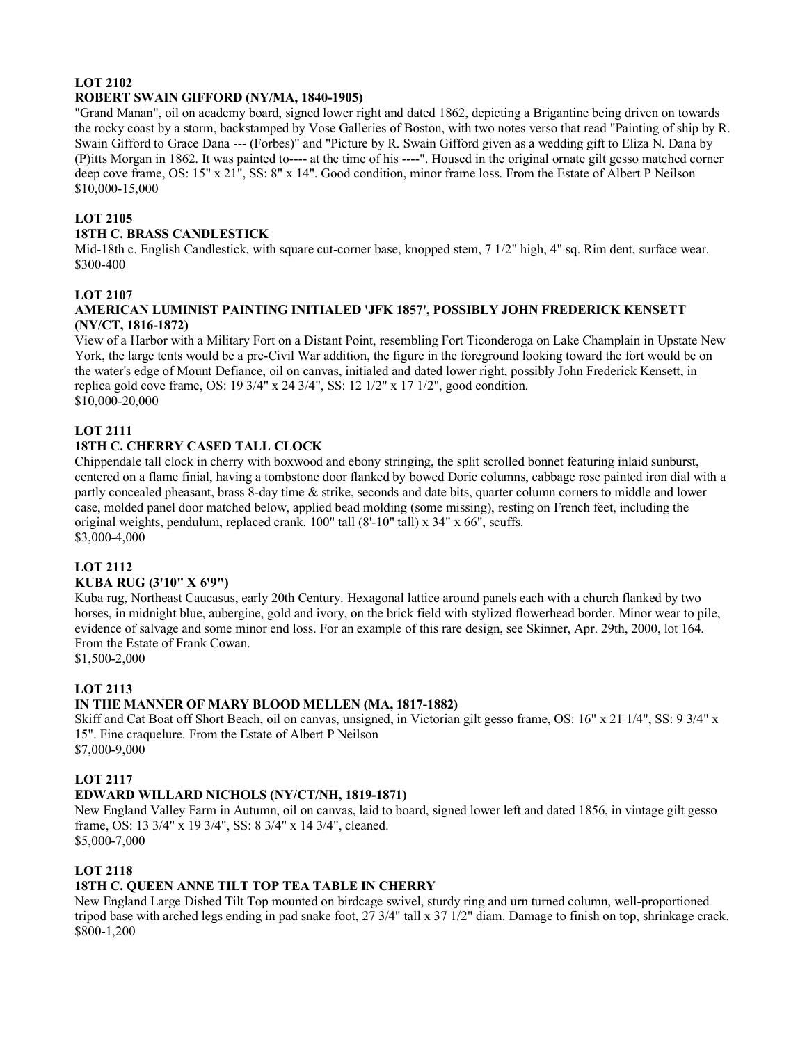**LOT 2102**
**ROBERT SWAIN GIFFORD (NY/MA, 1840-1905)**
"Grand Manan", oil on academy board, signed lower right and dated 1862, depicting a Brigantine being driven on towards the rocky coast by a storm, backstamped by Vose Galleries of Boston, with two notes verso that read "Painting of ship by R. Swain Gifford to Grace Dana --- (Forbes)" and "Picture by R. Swain Gifford given as a wedding gift to Eliza N. Dana by (P)itts Morgan in 1862. It was painted to---- at the time of his ----". Housed in the original ornate gilt gesso matched corner deep cove frame, OS: 15" x 21", SS: 8" x 14". Good condition, minor frame loss. From the Estate of Albert P Neilson
$10,000-15,000

**LOT 2105**
**18TH C. BRASS CANDLESTICK**
Mid-18th c. English Candlestick, with square cut-corner base, knopped stem, 7 1/2" high, 4" sq. Rim dent, surface wear.
$300-400

**LOT 2107**
**AMERICAN LUMINIST PAINTING INITIALED 'JFK 1857', POSSIBLY JOHN FREDERICK KENSETT (NY/CT, 1816-1872)**
View of a Harbor with a Military Fort on a Distant Point, resembling Fort Ticonderoga on Lake Champlain in Upstate New York, the large tents would be a pre-Civil War addition, the figure in the foreground looking toward the fort would be on the water's edge of Mount Defiance, oil on canvas, initialed and dated lower right, possibly John Frederick Kensett, in replica gold cove frame, OS: 19 3/4" x 24 3/4", SS: 12 1/2" x 17 1/2", good condition.
$10,000-20,000

**LOT 2111**
**18TH C. CHERRY CASED TALL CLOCK**
Chippendale tall clock in cherry with boxwood and ebony stringing, the split scrolled bonnet featuring inlaid sunburst, centered on a flame finial, having a tombstone door flanked by bowed Doric columns, cabbage rose painted iron dial with a partly concealed pheasant, brass 8-day time & strike, seconds and date bits, quarter column corners to middle and lower case, molded panel door matched below, applied bead molding (some missing), resting on French feet, including the original weights, pendulum, replaced crank. 100" tall (8'-10" tall) x 34" x 66", scuffs.
$3,000-4,000

**LOT 2112**
**KUBA RUG (3'10" X 6'9")**
Kuba rug, Northeast Caucasus, early 20th Century. Hexagonal lattice around panels each with a church flanked by two horses, in midnight blue, aubergine, gold and ivory, on the brick field with stylized flowerhead border. Minor wear to pile, evidence of salvage and some minor end loss. For an example of this rare design, see Skinner, Apr. 29th, 2000, lot 164. From the Estate of Frank Cowan.
$1,500-2,000

**LOT 2113**
**IN THE MANNER OF MARY BLOOD MELLEN (MA, 1817-1882)**
Skiff and Cat Boat off Short Beach, oil on canvas, unsigned, in Victorian gilt gesso frame, OS: 16" x 21 1/4", SS: 9 3/4" x 15". Fine craquelure. From the Estate of Albert P Neilson
$7,000-9,000

**LOT 2117**
**EDWARD WILLARD NICHOLS (NY/CT/NH, 1819-1871)**
New England Valley Farm in Autumn, oil on canvas, laid to board, signed lower left and dated 1856, in vintage gilt gesso frame, OS: 13 3/4" x 19 3/4", SS: 8 3/4" x 14 3/4", cleaned.
$5,000-7,000

**LOT 2118**
**18TH C. QUEEN ANNE TILT TOP TEA TABLE IN CHERRY**
New England Large Dished Tilt Top mounted on birdcage swivel, sturdy ring and urn turned column, well-proportioned tripod base with arched legs ending in pad snake foot, 27 3/4" tall x 37 1/2" diam. Damage to finish on top, shrinkage crack.
$800-1,200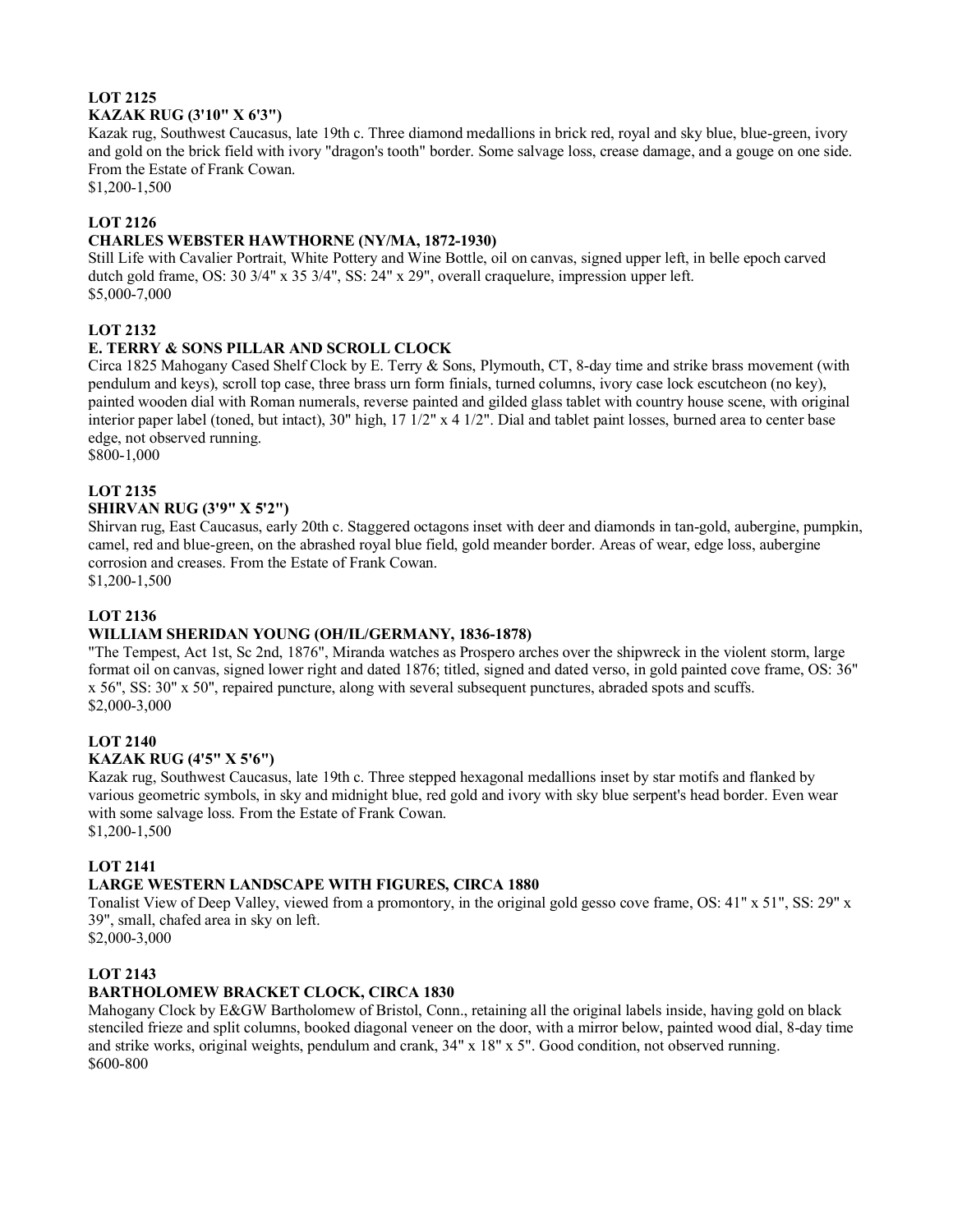### LOT 2125
### KAZAK RUG (3'10" X 6'3")

Kazak rug, Southwest Caucasus, late 19th c. Three diamond medallions in brick red, royal and sky blue, blue-green, ivory and gold on the brick field with ivory "dragon's tooth" border. Some salvage loss, crease damage, and a gouge on one side. From the Estate of Frank Cowan.

$1,200-1,500

### LOT 2126
### CHARLES WEBSTER HAWTHORNE (NY/MA, 1872-1930)

Still Life with Cavalier Portrait, White Pottery and Wine Bottle, oil on canvas, signed upper left, in belle epoch carved dutch gold frame, OS: 30 3/4" x 35 3/4", SS: 24" x 29", overall craquelure, impression upper left.

$5,000-7,000

### LOT 2132
### E. TERRY & SONS PILLAR AND SCROLL CLOCK

Circa 1825 Mahogany Cased Shelf Clock by E. Terry & Sons, Plymouth, CT, 8-day time and strike brass movement (with pendulum and keys), scroll top case, three brass urn form finials, turned columns, ivory case lock escutcheon (no key), painted wooden dial with Roman numerals, reverse painted and gilded glass tablet with country house scene, with original interior paper label (toned, but intact), 30" high, 17 1/2" x 4 1/2". Dial and tablet paint losses, burned area to center base edge, not observed running.

$800-1,000

### LOT 2135
### SHIRVAN RUG (3'9" X 5'2")

Shirvan rug, East Caucasus, early 20th c. Staggered octagons inset with deer and diamonds in tan-gold, aubergine, pumpkin, camel, red and blue-green, on the abrashed royal blue field, gold meander border. Areas of wear, edge loss, aubergine corrosion and creases. From the Estate of Frank Cowan.

$1,200-1,500

### LOT 2136
### WILLIAM SHERIDAN YOUNG (OH/IL/GERMANY, 1836-1878)

"The Tempest, Act 1st, Sc 2nd, 1876", Miranda watches as Prospero arches over the shipwreck in the violent storm, large format oil on canvas, signed lower right and dated 1876; titled, signed and dated verso, in gold painted cove frame, OS: 36" x 56", SS: 30" x 50", repaired puncture, along with several subsequent punctures, abraded spots and scuffs.

$2,000-3,000

### LOT 2140
### KAZAK RUG (4'5" X 5'6")

Kazak rug, Southwest Caucasus, late 19th c. Three stepped hexagonal medallions inset by star motifs and flanked by various geometric symbols, in sky and midnight blue, red gold and ivory with sky blue serpent's head border. Even wear with some salvage loss. From the Estate of Frank Cowan.

$1,200-1,500

### LOT 2141
### LARGE WESTERN LANDSCAPE WITH FIGURES, CIRCA 1880

Tonalist View of Deep Valley, viewed from a promontory, in the original gold gesso cove frame, OS: 41" x 51", SS: 29" x 39", small, chafed area in sky on left.

$2,000-3,000

### LOT 2143
### BARTHOLOMEW BRACKET CLOCK, CIRCA 1830

Mahogany Clock by E&GW Bartholomew of Bristol, Conn., retaining all the original labels inside, having gold on black stenciled frieze and split columns, booked diagonal veneer on the door, with a mirror below, painted wood dial, 8-day time and strike works, original weights, pendulum and crank, 34" x 18" x 5". Good condition, not observed running.

$600-800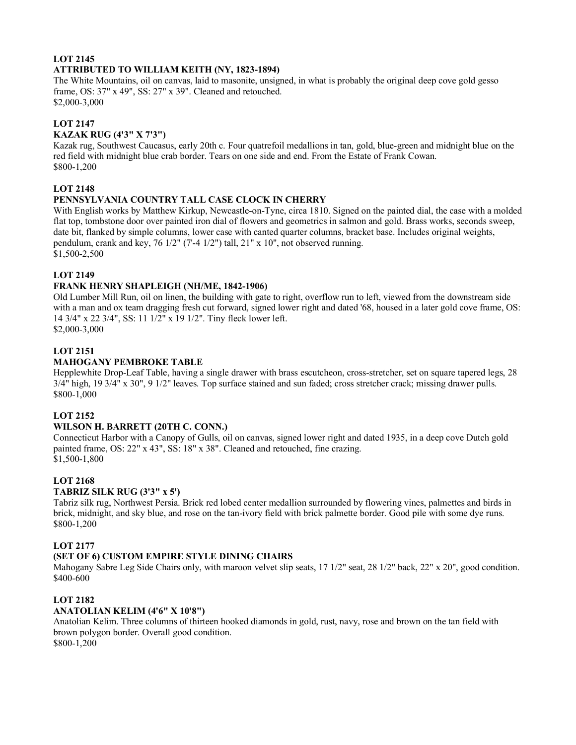**LOT 2145**
**ATTRIBUTED TO WILLIAM KEITH (NY, 1823-1894)**
The White Mountains, oil on canvas, laid to masonite, unsigned, in what is probably the original deep cove gold gesso frame, OS: 37" x 49", SS: 27" x 39". Cleaned and retouched.
$2,000-3,000

**LOT 2147**
**KAZAK RUG (4'3" X 7'3")**
Kazak rug, Southwest Caucasus, early 20th c. Four quatrefoil medallions in tan, gold, blue-green and midnight blue on the red field with midnight blue crab border. Tears on one side and end. From the Estate of Frank Cowan.
$800-1,200

**LOT 2148**
**PENNSYLVANIA COUNTRY TALL CASE CLOCK IN CHERRY**
With English works by Matthew Kirkup, Newcastle-on-Tyne, circa 1810. Signed on the painted dial, the case with a molded flat top, tombstone door over painted iron dial of flowers and geometrics in salmon and gold. Brass works, seconds sweep, date bit, flanked by simple columns, lower case with canted quarter columns, bracket base. Includes original weights, pendulum, crank and key, 76 1/2" (7'-4 1/2") tall, 21" x 10", not observed running.
$1,500-2,500

**LOT 2149**
**FRANK HENRY SHAPLEIGH (NH/ME, 1842-1906)**
Old Lumber Mill Run, oil on linen, the building with gate to right, overflow run to left, viewed from the downstream side with a man and ox team dragging fresh cut forward, signed lower right and dated '68, housed in a later gold cove frame, OS: 14 3/4" x 22 3/4", SS: 11 1/2" x 19 1/2". Tiny fleck lower left.
$2,000-3,000

**LOT 2151**
**MAHOGANY PEMBROKE TABLE**
Hepplewhite Drop-Leaf Table, having a single drawer with brass escutcheon, cross-stretcher, set on square tapered legs, 28 3/4" high, 19 3/4" x 30", 9 1/2" leaves. Top surface stained and sun faded; cross stretcher crack; missing drawer pulls.
$800-1,000

**LOT 2152**
**WILSON H. BARRETT (20TH C. CONN.)**
Connecticut Harbor with a Canopy of Gulls, oil on canvas, signed lower right and dated 1935, in a deep cove Dutch gold painted frame, OS: 22" x 43", SS: 18" x 38". Cleaned and retouched, fine crazing.
$1,500-1,800

**LOT 2168**
**TABRIZ SILK RUG (3'3" x 5')**
Tabriz silk rug, Northwest Persia. Brick red lobed center medallion surrounded by flowering vines, palmettes and birds in brick, midnight, and sky blue, and rose on the tan-ivory field with brick palmette border. Good pile with some dye runs.
$800-1,200

**LOT 2177**
**(SET OF 6) CUSTOM EMPIRE STYLE DINING CHAIRS**
Mahogany Sabre Leg Side Chairs only, with maroon velvet slip seats, 17 1/2" seat, 28 1/2" back, 22" x 20", good condition.
$400-600

**LOT 2182**
**ANATOLIAN KELIM (4'6" X 10'8")**
Anatolian Kelim. Three columns of thirteen hooked diamonds in gold, rust, navy, rose and brown on the tan field with brown polygon border. Overall good condition.
$800-1,200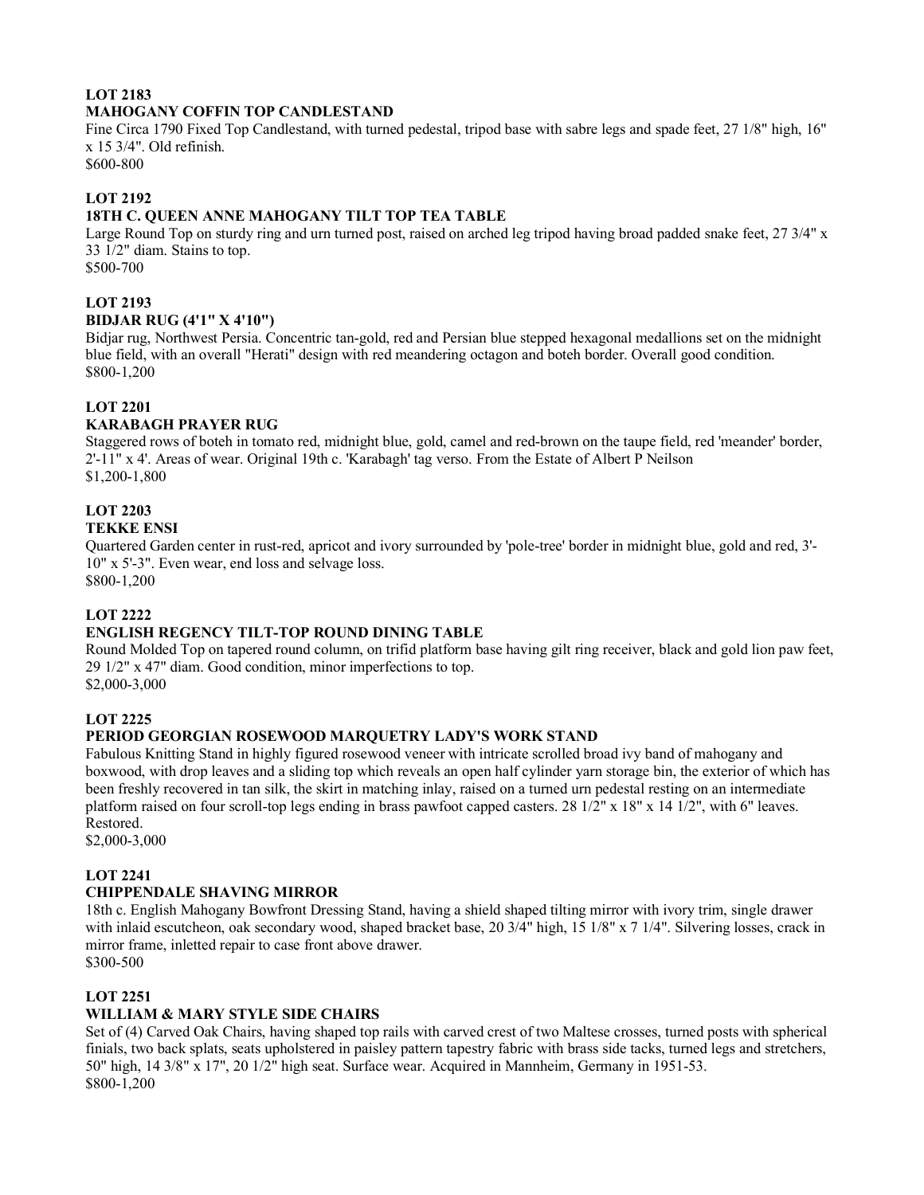**LOT 2183**
**MAHOGANY COFFIN TOP CANDLESTAND**
Fine Circa 1790 Fixed Top Candlestand, with turned pedestal, tripod base with sabre legs and spade feet, 27 1/8" high, 16" x 15 3/4". Old refinish.
$600-800

**LOT 2192**
**18TH C. QUEEN ANNE MAHOGANY TILT TOP TEA TABLE**
Large Round Top on sturdy ring and urn turned post, raised on arched leg tripod having broad padded snake feet, 27 3/4" x 33 1/2" diam. Stains to top.
$500-700

**LOT 2193**
**BIDJAR RUG (4'1" X 4'10")**
Bidjar rug, Northwest Persia. Concentric tan-gold, red and Persian blue stepped hexagonal medallions set on the midnight blue field, with an overall "Herati" design with red meandering octagon and boteh border. Overall good condition.
$800-1,200

**LOT 2201**
**KARABAGH PRAYER RUG**
Staggered rows of boteh in tomato red, midnight blue, gold, camel and red-brown on the taupe field, red 'meander' border, 2'-11" x 4'. Areas of wear. Original 19th c. 'Karabagh' tag verso. From the Estate of Albert P Neilson
$1,200-1,800

**LOT 2203**
**TEKKE ENSI**
Quartered Garden center in rust-red, apricot and ivory surrounded by 'pole-tree' border in midnight blue, gold and red, 3'-10" x 5'-3". Even wear, end loss and selvage loss.
$800-1,200

**LOT 2222**
**ENGLISH REGENCY TILT-TOP ROUND DINING TABLE**
Round Molded Top on tapered round column, on trifid platform base having gilt ring receiver, black and gold lion paw feet, 29 1/2" x 47" diam. Good condition, minor imperfections to top.
$2,000-3,000

**LOT 2225**
**PERIOD GEORGIAN ROSEWOOD MARQUETRY LADY'S WORK STAND**
Fabulous Knitting Stand in highly figured rosewood veneer with intricate scrolled broad ivy band of mahogany and boxwood, with drop leaves and a sliding top which reveals an open half cylinder yarn storage bin, the exterior of which has been freshly recovered in tan silk, the skirt in matching inlay, raised on a turned urn pedestal resting on an intermediate platform raised on four scroll-top legs ending in brass pawfoot capped casters. 28 1/2" x 18" x 14 1/2", with 6" leaves. Restored.
$2,000-3,000

**LOT 2241**
**CHIPPENDALE SHAVING MIRROR**
18th c. English Mahogany Bowfront Dressing Stand, having a shield shaped tilting mirror with ivory trim, single drawer with inlaid escutcheon, oak secondary wood, shaped bracket base, 20 3/4" high, 15 1/8" x 7 1/4". Silvering losses, crack in mirror frame, inletted repair to case front above drawer.
$300-500

**LOT 2251**
**WILLIAM & MARY STYLE SIDE CHAIRS**
Set of (4) Carved Oak Chairs, having shaped top rails with carved crest of two Maltese crosses, turned posts with spherical finials, two back splats, seats upholstered in paisley pattern tapestry fabric with brass side tacks, turned legs and stretchers, 50" high, 14 3/8" x 17", 20 1/2" high seat. Surface wear. Acquired in Mannheim, Germany in 1951-53.
$800-1,200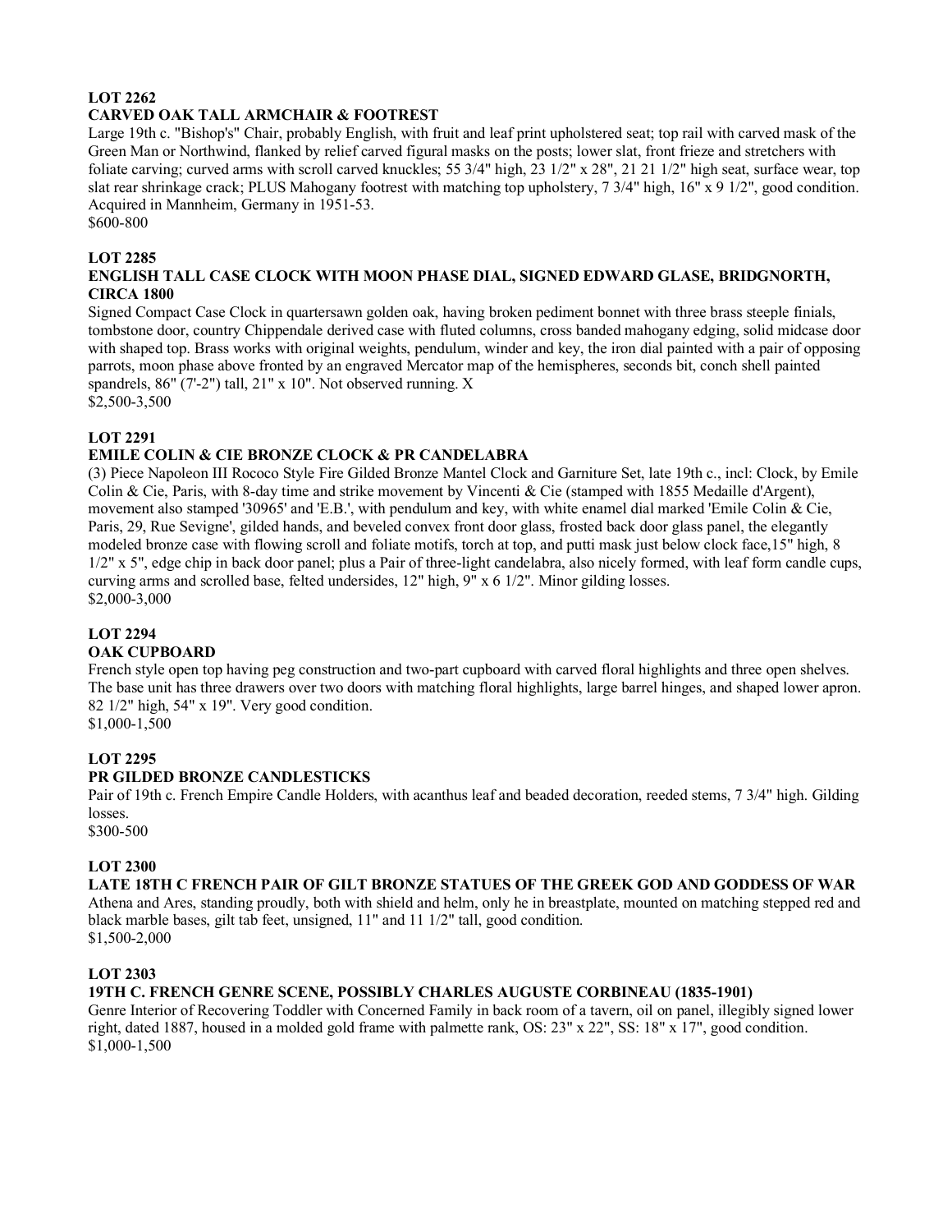**LOT 2262**

**CARVED OAK TALL ARMCHAIR & FOOTREST**

Large 19th c. "Bishop's" Chair, probably English, with fruit and leaf print upholstered seat; top rail with carved mask of the Green Man or Northwind, flanked by relief carved figural masks on the posts; lower slat, front frieze and stretchers with foliate carving; curved arms with scroll carved knuckles; 55 3/4" high, 23 1/2" x 28", 21 21 1/2" high seat, surface wear, top slat rear shrinkage crack; PLUS Mahogany footrest with matching top upholstery, 7 3/4" high, 16" x 9 1/2", good condition. Acquired in Mannheim, Germany in 1951-53.

$600-800

**LOT 2285**

**ENGLISH TALL CASE CLOCK WITH MOON PHASE DIAL, SIGNED EDWARD GLASE, BRIDGNORTH, CIRCA 1800**

Signed Compact Case Clock in quartersawn golden oak, having broken pediment bonnet with three brass steeple finials, tombstone door, country Chippendale derived case with fluted columns, cross banded mahogany edging, solid midcase door with shaped top. Brass works with original weights, pendulum, winder and key, the iron dial painted with a pair of opposing parrots, moon phase above fronted by an engraved Mercator map of the hemispheres, seconds bit, conch shell painted spandrels, 86" (7'-2") tall, 21" x 10". Not observed running. X

$2,500-3,500

**LOT 2291**

**EMILE COLIN & CIE BRONZE CLOCK & PR CANDELABRA**

(3) Piece Napoleon III Rococo Style Fire Gilded Bronze Mantel Clock and Garniture Set, late 19th c., incl: Clock, by Emile Colin & Cie, Paris, with 8-day time and strike movement by Vincenti & Cie (stamped with 1855 Medaille d'Argent), movement also stamped '30965' and 'E.B.', with pendulum and key, with white enamel dial marked 'Emile Colin & Cie, Paris, 29, Rue Sevigne', gilded hands, and beveled convex front door glass, frosted back door glass panel, the elegantly modeled bronze case with flowing scroll and foliate motifs, torch at top, and putti mask just below clock face,15" high, 8 1/2" x 5", edge chip in back door panel; plus a Pair of three-light candelabra, also nicely formed, with leaf form candle cups, curving arms and scrolled base, felted undersides, 12" high, 9" x 6 1/2". Minor gilding losses.

$2,000-3,000

**LOT 2294**

**OAK CUPBOARD**

French style open top having peg construction and two-part cupboard with carved floral highlights and three open shelves. The base unit has three drawers over two doors with matching floral highlights, large barrel hinges, and shaped lower apron. 82 1/2" high, 54" x 19". Very good condition.

$1,000-1,500

**LOT 2295**

**PR GILDED BRONZE CANDLESTICKS**

Pair of 19th c. French Empire Candle Holders, with acanthus leaf and beaded decoration, reeded stems, 7 3/4" high. Gilding losses.

$300-500

**LOT 2300**

**LATE 18TH C FRENCH PAIR OF GILT BRONZE STATUES OF THE GREEK GOD AND GODDESS OF WAR**

Athena and Ares, standing proudly, both with shield and helm, only he in breastplate, mounted on matching stepped red and black marble bases, gilt tab feet, unsigned, 11" and 11 1/2" tall, good condition.

$1,500-2,000

**LOT 2303**

**19TH C. FRENCH GENRE SCENE, POSSIBLY CHARLES AUGUSTE CORBINEAU (1835-1901)**

Genre Interior of Recovering Toddler with Concerned Family in back room of a tavern, oil on panel, illegibly signed lower right, dated 1887, housed in a molded gold frame with palmette rank, OS: 23" x 22", SS: 18" x 17", good condition.

$1,000-1,500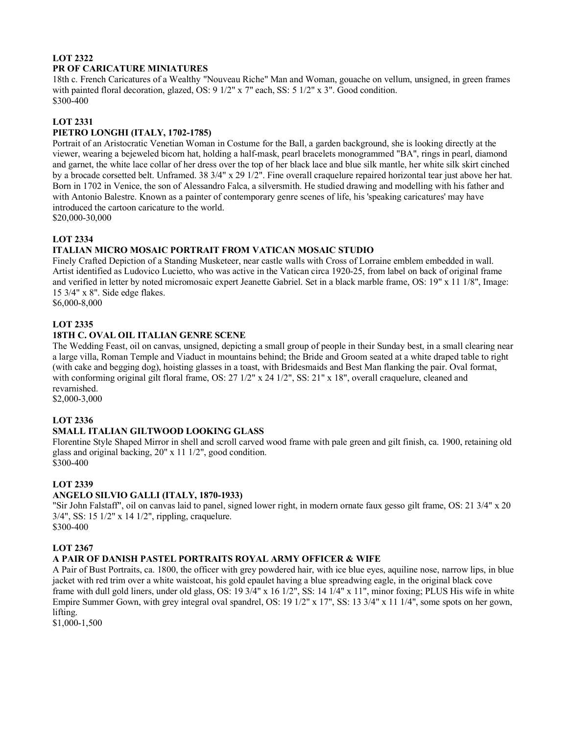**LOT 2322**
**PR OF CARICATURE MINIATURES**

18th c. French Caricatures of a Wealthy "Nouveau Riche" Man and Woman, gouache on vellum, unsigned, in green frames with painted floral decoration, glazed, OS: 9 1/2" x 7" each, SS: 5 1/2" x 3". Good condition.
$300-400

**LOT 2331**
**PIETRO LONGHI (ITALY, 1702-1785)**

Portrait of an Aristocratic Venetian Woman in Costume for the Ball, a garden background, she is looking directly at the viewer, wearing a bejeweled bicorn hat, holding a half-mask, pearl bracelets monogrammed "BA", rings in pearl, diamond and garnet, the white lace collar of her dress over the top of her black lace and blue silk mantle, her white silk skirt cinched by a brocade corsetted belt. Unframed. 38 3/4" x 29 1/2". Fine overall craquelure repaired horizontal tear just above her hat. Born in 1702 in Venice, the son of Alessandro Falca, a silversmith. He studied drawing and modelling with his father and with Antonio Balestre. Known as a painter of contemporary genre scenes of life, his 'speaking caricatures' may have introduced the cartoon caricature to the world.
$20,000-30,000

**LOT 2334**
**ITALIAN MICRO MOSAIC PORTRAIT FROM VATICAN MOSAIC STUDIO**

Finely Crafted Depiction of a Standing Musketeer, near castle walls with Cross of Lorraine emblem embedded in wall. Artist identified as Ludovico Lucietto, who was active in the Vatican circa 1920-25, from label on back of original frame and verified in letter by noted micromosaic expert Jeanette Gabriel. Set in a black marble frame, OS: 19" x 11 1/8", Image: 15 3/4" x 8". Side edge flakes.
$6,000-8,000

**LOT 2335**
**18TH C. OVAL OIL ITALIAN GENRE SCENE**

The Wedding Feast, oil on canvas, unsigned, depicting a small group of people in their Sunday best, in a small clearing near a large villa, Roman Temple and Viaduct in mountains behind; the Bride and Groom seated at a white draped table to right (with cake and begging dog), hoisting glasses in a toast, with Bridesmaids and Best Man flanking the pair. Oval format, with conforming original gilt floral frame, OS: 27 1/2" x 24 1/2", SS: 21" x 18", overall craquelure, cleaned and revarnished.
$2,000-3,000

**LOT 2336**
**SMALL ITALIAN GILTWOOD LOOKING GLASS**

Florentine Style Shaped Mirror in shell and scroll carved wood frame with pale green and gilt finish, ca. 1900, retaining old glass and original backing, 20" x 11 1/2", good condition.
$300-400

**LOT 2339**
**ANGELO SILVIO GALLI (ITALY, 1870-1933)**

"Sir John Falstaff", oil on canvas laid to panel, signed lower right, in modern ornate faux gesso gilt frame, OS: 21 3/4" x 20 3/4", SS: 15 1/2" x 14 1/2", rippling, craquelure.
$300-400

**LOT 2367**
**A PAIR OF DANISH PASTEL PORTRAITS ROYAL ARMY OFFICER & WIFE**

A Pair of Bust Portraits, ca. 1800, the officer with grey powdered hair, with ice blue eyes, aquiline nose, narrow lips, in blue jacket with red trim over a white waistcoat, his gold epaulet having a blue spreadwing eagle, in the original black cove frame with dull gold liners, under old glass, OS: 19 3/4" x 16 1/2", SS: 14 1/4" x 11", minor foxing; PLUS His wife in white Empire Summer Gown, with grey integral oval spandrel, OS: 19 1/2" x 17", SS: 13 3/4" x 11 1/4", some spots on her gown, lifting.
$1,000-1,500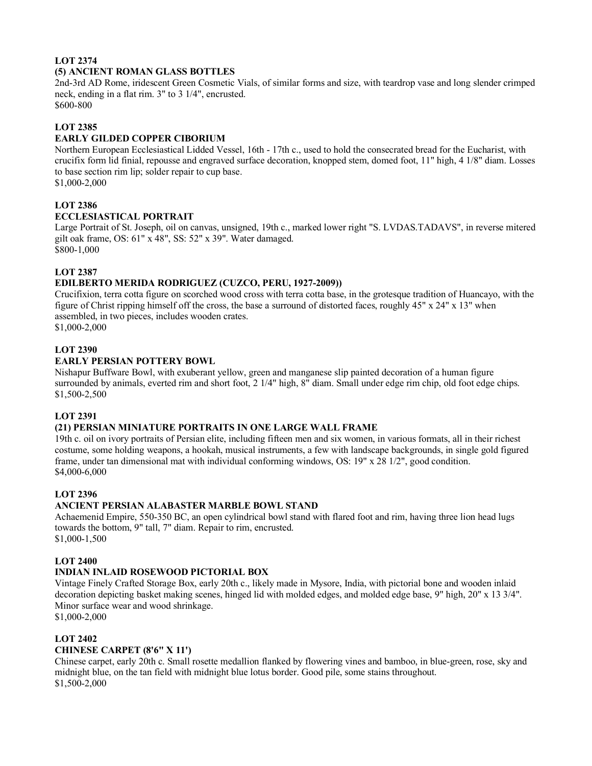**LOT 2374**
**(5) ANCIENT ROMAN GLASS BOTTLES**
2nd-3rd AD Rome, iridescent Green Cosmetic Vials, of similar forms and size, with teardrop vase and long slender crimped neck, ending in a flat rim. 3" to 3 1/4", encrusted.
$600-800

**LOT 2385**
**EARLY GILDED COPPER CIBORIUM**
Northern European Ecclesiastical Lidded Vessel, 16th - 17th c., used to hold the consecrated bread for the Eucharist, with crucifix form lid finial, repousse and engraved surface decoration, knopped stem, domed foot, 11" high, 4 1/8" diam. Losses to base section rim lip; solder repair to cup base.
$1,000-2,000

**LOT 2386**
**ECCLESIASTICAL PORTRAIT**
Large Portrait of St. Joseph, oil on canvas, unsigned, 19th c., marked lower right "S. LVDAS.TADAVS", in reverse mitered gilt oak frame, OS: 61" x 48", SS: 52" x 39". Water damaged.
$800-1,000

**LOT 2387**
**EDILBERTO MERIDA RODRIGUEZ (CUZCO, PERU, 1927-2009))**
Crucifixion, terra cotta figure on scorched wood cross with terra cotta base, in the grotesque tradition of Huancayo, with the figure of Christ ripping himself off the cross, the base a surround of distorted faces, roughly 45" x 24" x 13" when assembled, in two pieces, includes wooden crates.
$1,000-2,000

**LOT 2390**
**EARLY PERSIAN POTTERY BOWL**
Nishapur Buffware Bowl, with exuberant yellow, green and manganese slip painted decoration of a human figure surrounded by animals, everted rim and short foot, 2 1/4" high, 8" diam. Small under edge rim chip, old foot edge chips.
$1,500-2,500

**LOT 2391**
**(21) PERSIAN MINIATURE PORTRAITS IN ONE LARGE WALL FRAME**
19th c. oil on ivory portraits of Persian elite, including fifteen men and six women, in various formats, all in their richest costume, some holding weapons, a hookah, musical instruments, a few with landscape backgrounds, in single gold figured frame, under tan dimensional mat with individual conforming windows, OS: 19" x 28 1/2", good condition.
$4,000-6,000

**LOT 2396**
**ANCIENT PERSIAN ALABASTER MARBLE BOWL STAND**
Achaemenid Empire, 550-350 BC, an open cylindrical bowl stand with flared foot and rim, having three lion head lugs towards the bottom, 9" tall, 7" diam. Repair to rim, encrusted.
$1,000-1,500

**LOT 2400**
**INDIAN INLAID ROSEWOOD PICTORIAL BOX**
Vintage Finely Crafted Storage Box, early 20th c., likely made in Mysore, India, with pictorial bone and wooden inlaid decoration depicting basket making scenes, hinged lid with molded edges, and molded edge base, 9" high, 20" x 13 3/4". Minor surface wear and wood shrinkage.
$1,000-2,000

**LOT 2402**
**CHINESE CARPET (8'6" X 11')**
Chinese carpet, early 20th c. Small rosette medallion flanked by flowering vines and bamboo, in blue-green, rose, sky and midnight blue, on the tan field with midnight blue lotus border. Good pile, some stains throughout.
$1,500-2,000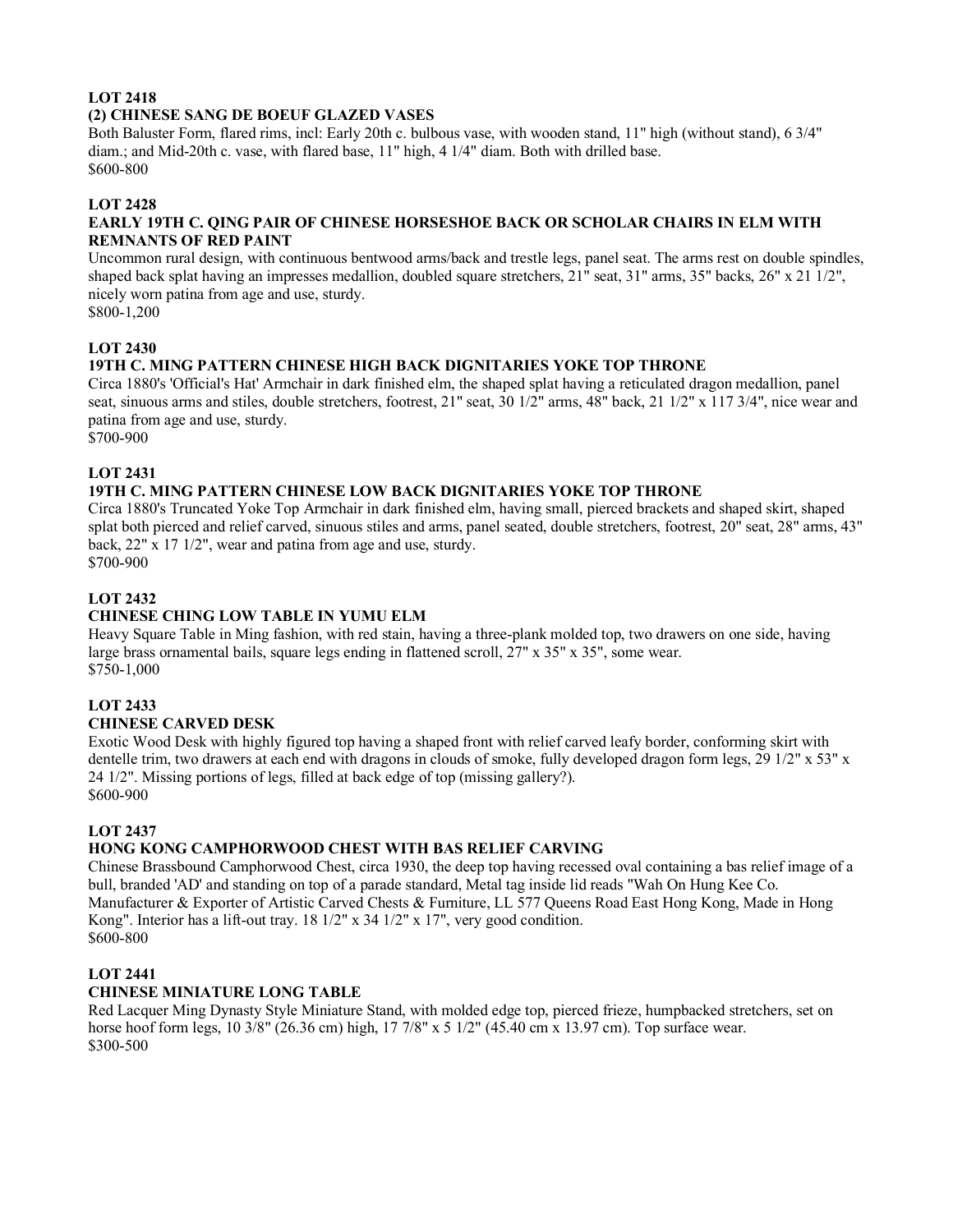**LOT 2418**

**(2) CHINESE SANG DE BOEUF GLAZED VASES**

Both Baluster Form, flared rims, incl: Early 20th c. bulbous vase, with wooden stand, 11" high (without stand), 6 3/4" diam.; and Mid-20th c. vase, with flared base, 11" high, 4 1/4" diam. Both with drilled base.

$600-800

**LOT 2428**

**EARLY 19TH C. QING PAIR OF CHINESE HORSESHOE BACK OR SCHOLAR CHAIRS IN ELM WITH REMNANTS OF RED PAINT**

Uncommon rural design, with continuous bentwood arms/back and trestle legs, panel seat. The arms rest on double spindles, shaped back splat having an impresses medallion, doubled square stretchers, 21" seat, 31" arms, 35" backs, 26" x 21 1/2", nicely worn patina from age and use, sturdy.

$800-1,200

**LOT 2430**

**19TH C. MING PATTERN CHINESE HIGH BACK DIGNITARIES YOKE TOP THRONE**

Circa 1880's 'Official's Hat' Armchair in dark finished elm, the shaped splat having a reticulated dragon medallion, panel seat, sinuous arms and stiles, double stretchers, footrest, 21" seat, 30 1/2" arms, 48" back, 21 1/2" x 117 3/4", nice wear and patina from age and use, sturdy.

$700-900

**LOT 2431**

**19TH C. MING PATTERN CHINESE LOW BACK DIGNITARIES YOKE TOP THRONE**

Circa 1880's Truncated Yoke Top Armchair in dark finished elm, having small, pierced brackets and shaped skirt, shaped splat both pierced and relief carved, sinuous stiles and arms, panel seated, double stretchers, footrest, 20" seat, 28" arms, 43" back, 22" x 17 1/2", wear and patina from age and use, sturdy.

$700-900

**LOT 2432**

**CHINESE CHING LOW TABLE IN YUMU ELM**

Heavy Square Table in Ming fashion, with red stain, having a three-plank molded top, two drawers on one side, having large brass ornamental bails, square legs ending in flattened scroll, 27" x 35" x 35", some wear.

$750-1,000

**LOT 2433**

**CHINESE CARVED DESK**

Exotic Wood Desk with highly figured top having a shaped front with relief carved leafy border, conforming skirt with dentelle trim, two drawers at each end with dragons in clouds of smoke, fully developed dragon form legs, 29 1/2" x 53" x 24 1/2". Missing portions of legs, filled at back edge of top (missing gallery?).

$600-900

**LOT 2437**

**HONG KONG CAMPHORWOOD CHEST WITH BAS RELIEF CARVING**

Chinese Brassbound Camphorwood Chest, circa 1930, the deep top having recessed oval containing a bas relief image of a bull, branded 'AD' and standing on top of a parade standard, Metal tag inside lid reads "Wah On Hung Kee Co. Manufacturer & Exporter of Artistic Carved Chests & Furniture, LL 577 Queens Road East Hong Kong, Made in Hong Kong". Interior has a lift-out tray. 18 1/2" x 34 1/2" x 17", very good condition.

$600-800

**LOT 2441**

**CHINESE MINIATURE LONG TABLE**

Red Lacquer Ming Dynasty Style Miniature Stand, with molded edge top, pierced frieze, humpbacked stretchers, set on horse hoof form legs, 10 3/8" (26.36 cm) high, 17 7/8" x 5 1/2" (45.40 cm x 13.97 cm). Top surface wear.

$300-500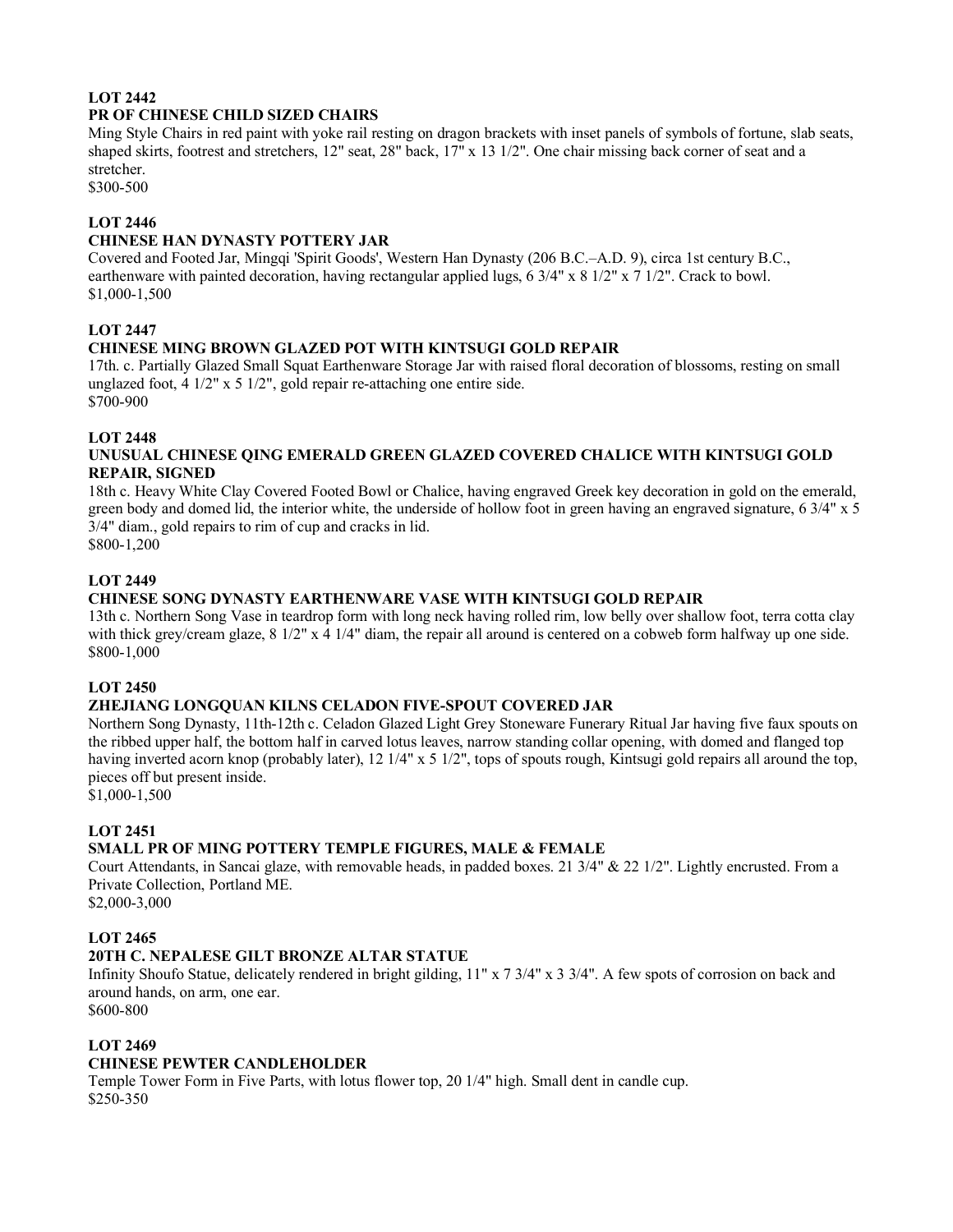**LOT 2442**
**PR OF CHINESE CHILD SIZED CHAIRS**
Ming Style Chairs in red paint with yoke rail resting on dragon brackets with inset panels of symbols of fortune, slab seats, shaped skirts, footrest and stretchers, 12" seat, 28" back, 17" x 13 1/2". One chair missing back corner of seat and a stretcher.
$300-500

**LOT 2446**
**CHINESE HAN DYNASTY POTTERY JAR**
Covered and Footed Jar, Mingqi 'Spirit Goods', Western Han Dynasty (206 B.C.–A.D. 9), circa 1st century B.C., earthenware with painted decoration, having rectangular applied lugs, 6 3/4" x 8 1/2" x 7 1/2". Crack to bowl.
$1,000-1,500

**LOT 2447**
**CHINESE MING BROWN GLAZED POT WITH KINTSUGI GOLD REPAIR**
17th. c. Partially Glazed Small Squat Earthenware Storage Jar with raised floral decoration of blossoms, resting on small unglazed foot, 4 1/2" x 5 1/2", gold repair re-attaching one entire side.
$700-900

**LOT 2448**
**UNUSUAL CHINESE QING EMERALD GREEN GLAZED COVERED CHALICE WITH KINTSUGI GOLD REPAIR, SIGNED**
18th c. Heavy White Clay Covered Footed Bowl or Chalice, having engraved Greek key decoration in gold on the emerald, green body and domed lid, the interior white, the underside of hollow foot in green having an engraved signature, 6 3/4" x 5 3/4" diam., gold repairs to rim of cup and cracks in lid.
$800-1,200

**LOT 2449**
**CHINESE SONG DYNASTY EARTHENWARE VASE WITH KINTSUGI GOLD REPAIR**
13th c. Northern Song Vase in teardrop form with long neck having rolled rim, low belly over shallow foot, terra cotta clay with thick grey/cream glaze, 8 1/2" x 4 1/4" diam, the repair all around is centered on a cobweb form halfway up one side.
$800-1,000

**LOT 2450**
**ZHEJIANG LONGQUAN KILNS CELADON FIVE-SPOUT COVERED JAR**
Northern Song Dynasty, 11th-12th c. Celadon Glazed Light Grey Stoneware Funerary Ritual Jar having five faux spouts on the ribbed upper half, the bottom half in carved lotus leaves, narrow standing collar opening, with domed and flanged top having inverted acorn knop (probably later), 12 1/4" x 5 1/2", tops of spouts rough, Kintsugi gold repairs all around the top, pieces off but present inside.
$1,000-1,500

**LOT 2451**
**SMALL PR OF MING POTTERY TEMPLE FIGURES, MALE & FEMALE**
Court Attendants, in Sancai glaze, with removable heads, in padded boxes. 21 3/4" & 22 1/2". Lightly encrusted. From a Private Collection, Portland ME.
$2,000-3,000

**LOT 2465**
**20TH C. NEPALESE GILT BRONZE ALTAR STATUE**
Infinity Shoufo Statue, delicately rendered in bright gilding, 11" x 7 3/4" x 3 3/4". A few spots of corrosion on back and around hands, on arm, one ear.
$600-800

**LOT 2469**
**CHINESE PEWTER CANDLEHOLDER**
Temple Tower Form in Five Parts, with lotus flower top, 20 1/4" high. Small dent in candle cup.
$250-350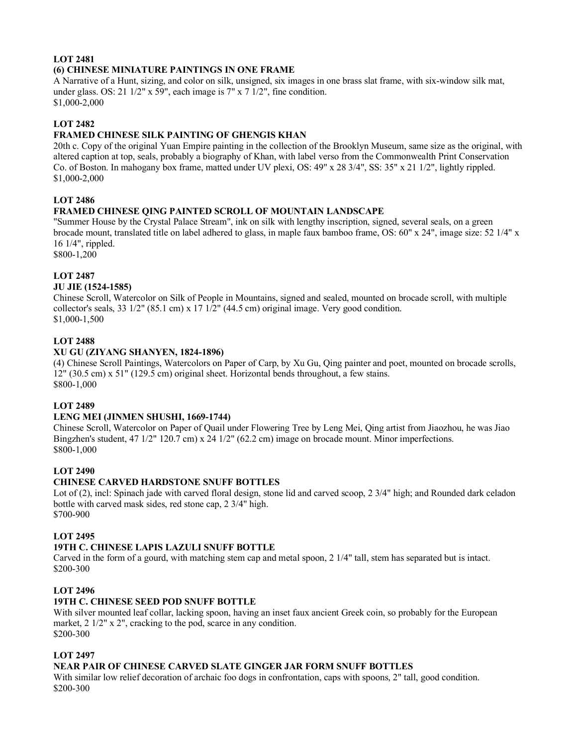**LOT 2481**

**(6) CHINESE MINIATURE PAINTINGS IN ONE FRAME**

A Narrative of a Hunt, sizing, and color on silk, unsigned, six images in one brass slat frame, with six-window silk mat, under glass. OS: 21 1/2" x 59", each image is 7" x 7 1/2", fine condition.
$1,000-2,000

**LOT 2482**

**FRAMED CHINESE SILK PAINTING OF GHENGIS KHAN**

20th c. Copy of the original Yuan Empire painting in the collection of the Brooklyn Museum, same size as the original, with altered caption at top, seals, probably a biography of Khan, with label verso from the Commonwealth Print Conservation Co. of Boston. In mahogany box frame, matted under UV plexi, OS: 49" x 28 3/4", SS: 35" x 21 1/2", lightly rippled.
$1,000-2,000

**LOT 2486**

**FRAMED CHINESE QING PAINTED SCROLL OF MOUNTAIN LANDSCAPE**

"Summer House by the Crystal Palace Stream", ink on silk with lengthy inscription, signed, several seals, on a green brocade mount, translated title on label adhered to glass, in maple faux bamboo frame, OS: 60" x 24", image size: 52 1/4" x 16 1/4", rippled.
$800-1,200

**LOT 2487**

**JU JIE (1524-1585)**

Chinese Scroll, Watercolor on Silk of People in Mountains, signed and sealed, mounted on brocade scroll, with multiple collector's seals, 33 1/2" (85.1 cm) x 17 1/2" (44.5 cm) original image. Very good condition.
$1,000-1,500

**LOT 2488**

**XU GU (ZIYANG SHANYEN, 1824-1896)**

(4) Chinese Scroll Paintings, Watercolors on Paper of Carp, by Xu Gu, Qing painter and poet, mounted on brocade scrolls, 12" (30.5 cm) x 51" (129.5 cm) original sheet. Horizontal bends throughout, a few stains.
$800-1,000

**LOT 2489**

**LENG MEI (JINMEN SHUSHI, 1669-1744)**

Chinese Scroll, Watercolor on Paper of Quail under Flowering Tree by Leng Mei, Qing artist from Jiaozhou, he was Jiao Bingzhen's student, 47 1/2" 120.7 cm) x 24 1/2" (62.2 cm) image on brocade mount. Minor imperfections.
$800-1,000

**LOT 2490**

**CHINESE CARVED HARDSTONE SNUFF BOTTLES**

Lot of (2), incl: Spinach jade with carved floral design, stone lid and carved scoop, 2 3/4" high; and Rounded dark celadon bottle with carved mask sides, red stone cap, 2 3/4" high.
$700-900

**LOT 2495**

**19TH C. CHINESE LAPIS LAZULI SNUFF BOTTLE**

Carved in the form of a gourd, with matching stem cap and metal spoon, 2 1/4" tall, stem has separated but is intact.
$200-300

**LOT 2496**

**19TH C. CHINESE SEED POD SNUFF BOTTLE**

With silver mounted leaf collar, lacking spoon, having an inset faux ancient Greek coin, so probably for the European market, 2 1/2" x 2", cracking to the pod, scarce in any condition.
$200-300

**LOT 2497**

**NEAR PAIR OF CHINESE CARVED SLATE GINGER JAR FORM SNUFF BOTTLES**

With similar low relief decoration of archaic foo dogs in confrontation, caps with spoons, 2" tall, good condition.
$200-300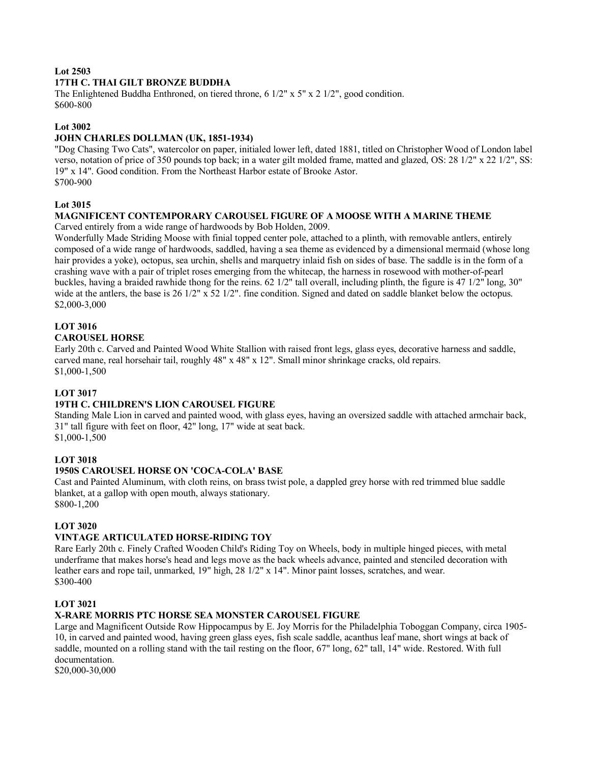**Lot 2503**
**17TH C. THAI GILT BRONZE BUDDHA**
The Enlightened Buddha Enthroned, on tiered throne, 6 1/2" x 5" x 2 1/2", good condition.
$600-800

**Lot 3002**
**JOHN CHARLES DOLLMAN (UK, 1851-1934)**
"Dog Chasing Two Cats", watercolor on paper, initialed lower left, dated 1881, titled on Christopher Wood of London label verso, notation of price of 350 pounds top back; in a water gilt molded frame, matted and glazed, OS: 28 1/2" x 22 1/2", SS: 19" x 14". Good condition. From the Northeast Harbor estate of Brooke Astor.
$700-900

**Lot 3015**
**MAGNIFICENT CONTEMPORARY CAROUSEL FIGURE OF A MOOSE WITH A MARINE THEME**
Carved entirely from a wide range of hardwoods by Bob Holden, 2009.
Wonderfully Made Striding Moose with finial topped center pole, attached to a plinth, with removable antlers, entirely composed of a wide range of hardwoods, saddled, having a sea theme as evidenced by a dimensional mermaid (whose long hair provides a yoke), octopus, sea urchin, shells and marquetry inlaid fish on sides of base. The saddle is in the form of a crashing wave with a pair of triplet roses emerging from the whitecap, the harness in rosewood with mother-of-pearl buckles, having a braided rawhide thong for the reins. 62 1/2" tall overall, including plinth, the figure is 47 1/2" long, 30" wide at the antlers, the base is 26 1/2" x 52 1/2". fine condition. Signed and dated on saddle blanket below the octopus.
$2,000-3,000

**LOT 3016**
**CAROUSEL HORSE**
Early 20th c. Carved and Painted Wood White Stallion with raised front legs, glass eyes, decorative harness and saddle, carved mane, real horsehair tail, roughly 48" x 48" x 12". Small minor shrinkage cracks, old repairs.
$1,000-1,500

**LOT 3017**
**19TH C. CHILDREN'S LION CAROUSEL FIGURE**
Standing Male Lion in carved and painted wood, with glass eyes, having an oversized saddle with attached armchair back, 31" tall figure with feet on floor, 42" long, 17" wide at seat back.
$1,000-1,500

**LOT 3018**
**1950S CAROUSEL HORSE ON 'COCA-COLA' BASE**
Cast and Painted Aluminum, with cloth reins, on brass twist pole, a dappled grey horse with red trimmed blue saddle blanket, at a gallop with open mouth, always stationary.
$800-1,200

**LOT 3020**
**VINTAGE ARTICULATED HORSE-RIDING TOY**
Rare Early 20th c. Finely Crafted Wooden Child's Riding Toy on Wheels, body in multiple hinged pieces, with metal underframe that makes horse's head and legs move as the back wheels advance, painted and stenciled decoration with leather ears and rope tail, unmarked, 19" high, 28 1/2" x 14". Minor paint losses, scratches, and wear.
$300-400

**LOT 3021**
**X-RARE MORRIS PTC HORSE SEA MONSTER CAROUSEL FIGURE**
Large and Magnificent Outside Row Hippocampus by E. Joy Morris for the Philadelphia Toboggan Company, circa 1905-10, in carved and painted wood, having green glass eyes, fish scale saddle, acanthus leaf mane, short wings at back of saddle, mounted on a rolling stand with the tail resting on the floor, 67" long, 62" tall, 14" wide. Restored. With full documentation.
$20,000-30,000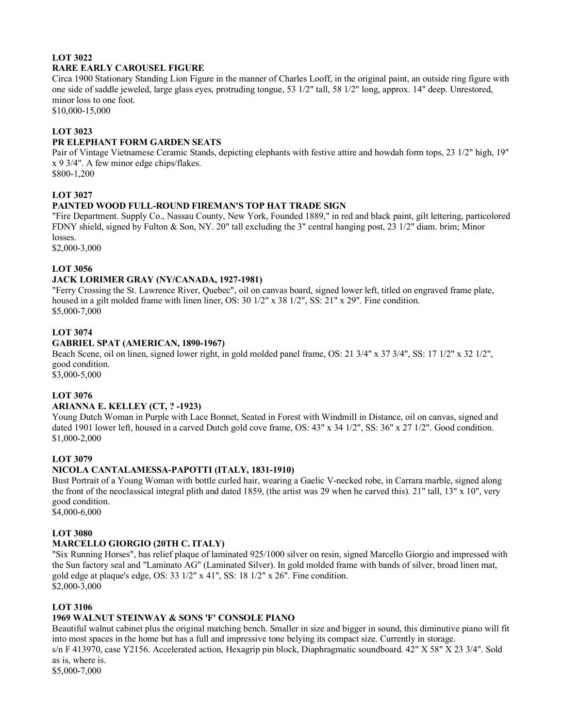**LOT 3022**
**RARE EARLY CAROUSEL FIGURE**

Circa 1900 Stationary Standing Lion Figure in the manner of Charles Looff, in the original paint, an outside ring figure with one side of saddle jeweled, large glass eyes, protruding tongue, 53 1/2" tall, 58 1/2" long, approx. 14" deep. Unrestored, minor loss to one foot.
$10,000-15,000

**LOT 3023**
**PR ELEPHANT FORM GARDEN SEATS**

Pair of Vintage Vietnamese Ceramic Stands, depicting elephants with festive attire and howdah form tops, 23 1/2" high, 19" x 9 3/4". A few minor edge chips/flakes.
$800-1,200

**LOT 3027**
**PAINTED WOOD FULL-ROUND FIREMAN'S TOP HAT TRADE SIGN**

"Fire Department. Supply Co., Nassau County, New York, Founded 1889," in red and black paint, gilt lettering, particolored FDNY shield, signed by Fulton & Son, NY. 20" tall excluding the 3" central hanging post, 23 1/2" diam. brim; Minor losses.
$2,000-3,000

**LOT 3056**
**JACK LORIMER GRAY (NY/CANADA, 1927-1981)**

"Ferry Crossing the St. Lawrence River, Quebec", oil on canvas board, signed lower left, titled on engraved frame plate, housed in a gilt molded frame with linen liner, OS: 30 1/2" x 38 1/2", SS: 21" x 29". Fine condition.
$5,000-7,000

**LOT 3074**
**GABRIEL SPAT (AMERICAN, 1890-1967)**

Beach Scene, oil on linen, signed lower right, in gold molded panel frame, OS: 21 3/4" x 37 3/4", SS: 17 1/2" x 32 1/2", good condition.
$3,000-5,000

**LOT 3076**
**ARIANNA E. KELLEY (CT, ? -1923)**

Young Dutch Woman in Purple with Lace Bonnet, Seated in Forest with Windmill in Distance, oil on canvas, signed and dated 1901 lower left, housed in a carved Dutch gold cove frame, OS: 43" x 34 1/2", SS: 36" x 27 1/2". Good condition.
$1,000-2,000

**LOT 3079**
**NICOLA CANTALAMESSA-PAPOTTI (ITALY, 1831-1910)**

Bust Portrait of a Young Woman with bottle curled hair, wearing a Gaelic V-necked robe, in Carrara marble, signed along the front of the neoclassical integral plith and dated 1859, (the artist was 29 when he carved this). 21" tall, 13" x 10", very good condition.
$4,000-6,000

**LOT 3080**
**MARCELLO GIORGIO (20TH C. ITALY)**

"Six Running Horses", bas relief plaque of laminated 925/1000 silver on resin, signed Marcello Giorgio and impressed with the Sun factory seal and "Laminato AG" (Laminated Silver). In gold molded frame with bands of silver, broad linen mat, gold edge at plaque's edge, OS: 33 1/2" x 41", SS: 18 1/2" x 26". Fine condition.
$2,000-3,000

**LOT 3106**
**1969 WALNUT STEINWAY & SONS 'F' CONSOLE PIANO**

Beautiful walnut cabinet plus the original matching bench. Smaller in size and bigger in sound, this diminutive piano will fit into most spaces in the home but has a full and impressive tone belying its compact size. Currently in storage.
s/n F 413970, case Y2156. Accelerated action, Hexagrip pin block, Diaphragmatic soundboard. 42" X 58" X 23 3/4". Sold as is, where is.
$5,000-7,000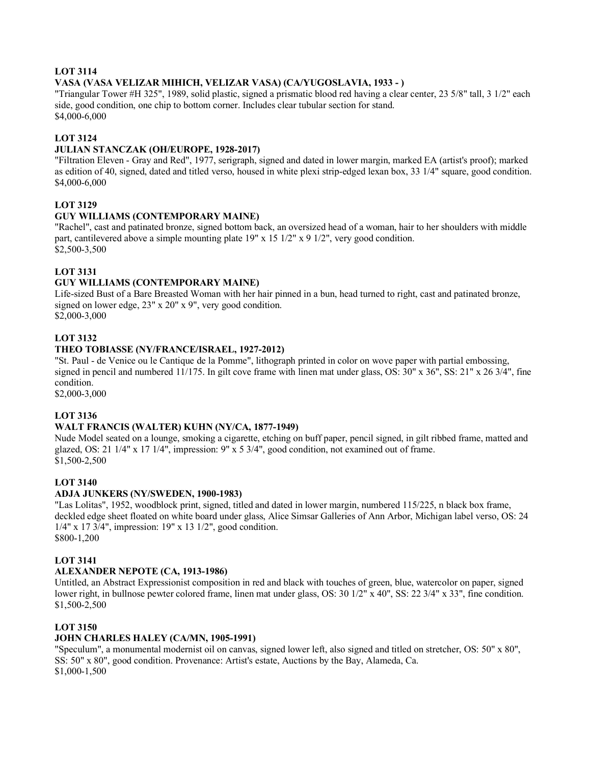**LOT 3114**

**VASA (VASA VELIZAR MIHICH, VELIZAR VASA) (CA/YUGOSLAVIA, 1933 - )**

"Triangular Tower #H 325", 1989, solid plastic, signed a prismatic blood red having a clear center, 23 5/8" tall, 3 1/2" each side, good condition, one chip to bottom corner. Includes clear tubular section for stand.

$4,000-6,000

**LOT 3124**

**JULIAN STANCZAK (OH/EUROPE, 1928-2017)**

"Filtration Eleven - Gray and Red", 1977, serigraph, signed and dated in lower margin, marked EA (artist's proof); marked as edition of 40, signed, dated and titled verso, housed in white plexi strip-edged lexan box, 33 1/4" square, good condition.

$4,000-6,000

**LOT 3129**

**GUY WILLIAMS (CONTEMPORARY MAINE)**

"Rachel", cast and patinated bronze, signed bottom back, an oversized head of a woman, hair to her shoulders with middle part, cantilevered above a simple mounting plate 19" x 15 1/2" x 9 1/2", very good condition.

$2,500-3,500

**LOT 3131**

**GUY WILLIAMS (CONTEMPORARY MAINE)**

Life-sized Bust of a Bare Breasted Woman with her hair pinned in a bun, head turned to right, cast and patinated bronze, signed on lower edge, 23" x 20" x 9", very good condition.

$2,000-3,000

**LOT 3132**

**THEO TOBIASSE (NY/FRANCE/ISRAEL, 1927-2012)**

"St. Paul - de Venice ou le Cantique de la Pomme", lithograph printed in color on wove paper with partial embossing, signed in pencil and numbered 11/175. In gilt cove frame with linen mat under glass, OS: 30" x 36", SS: 21" x 26 3/4", fine condition.

$2,000-3,000

**LOT 3136**

**WALT FRANCIS (WALTER) KUHN (NY/CA, 1877-1949)**

Nude Model seated on a lounge, smoking a cigarette, etching on buff paper, pencil signed, in gilt ribbed frame, matted and glazed, OS: 21 1/4" x 17 1/4", impression: 9" x 5 3/4", good condition, not examined out of frame.

$1,500-2,500

**LOT 3140**

**ADJA JUNKERS (NY/SWEDEN, 1900-1983)**

"Las Lolitas", 1952, woodblock print, signed, titled and dated in lower margin, numbered 115/225, n black box frame, deckled edge sheet floated on white board under glass, Alice Simsar Galleries of Ann Arbor, Michigan label verso, OS: 24 1/4" x 17 3/4", impression: 19" x 13 1/2", good condition.

$800-1,200

**LOT 3141**

**ALEXANDER NEPOTE (CA, 1913-1986)**

Untitled, an Abstract Expressionist composition in red and black with touches of green, blue, watercolor on paper, signed lower right, in bullnose pewter colored frame, linen mat under glass, OS: 30 1/2" x 40", SS: 22 3/4" x 33", fine condition.

$1,500-2,500

**LOT 3150**

**JOHN CHARLES HALEY (CA/MN, 1905-1991)**

"Speculum", a monumental modernist oil on canvas, signed lower left, also signed and titled on stretcher, OS: 50" x 80", SS: 50" x 80", good condition. Provenance: Artist's estate, Auctions by the Bay, Alameda, Ca.

$1,000-1,500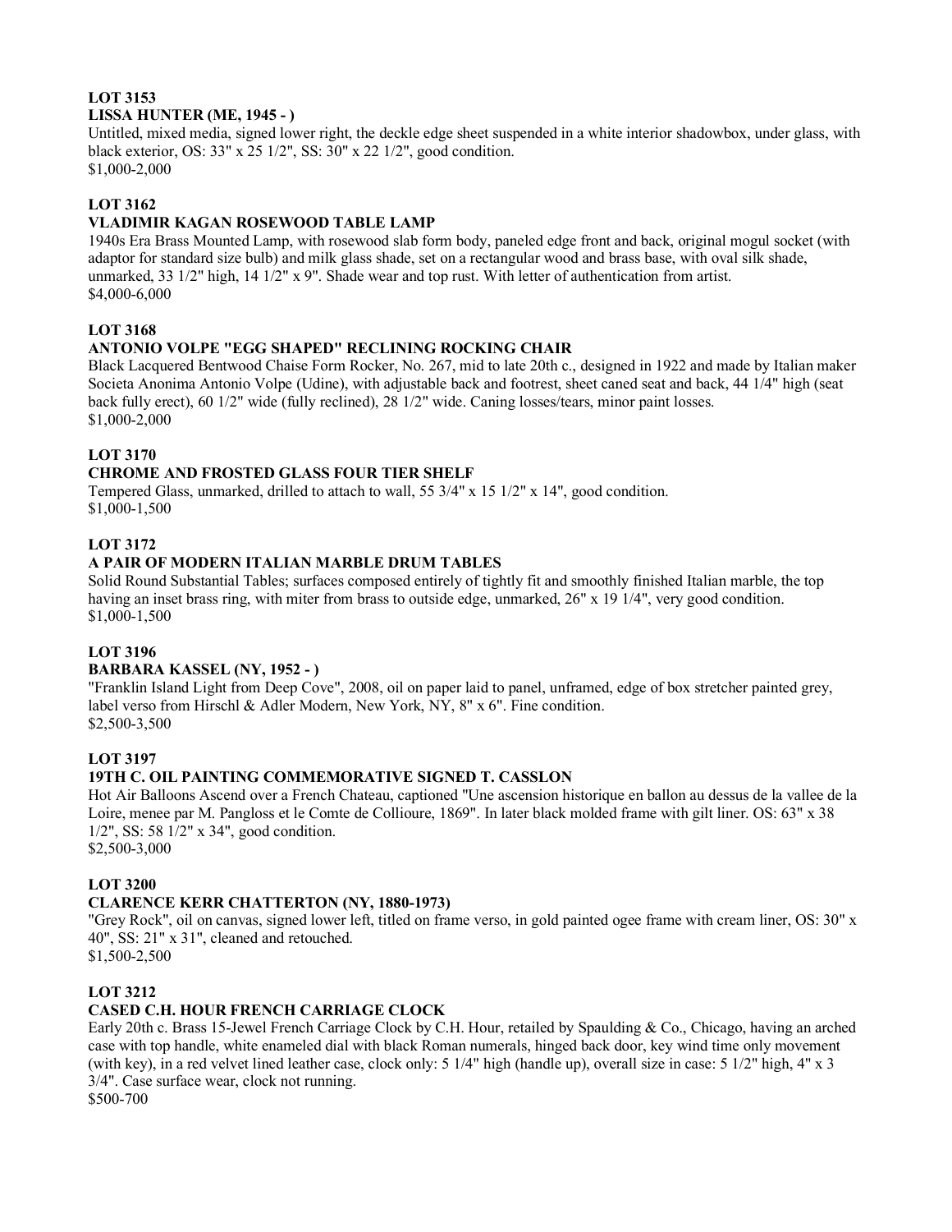**LOT 3153**

**LISSA HUNTER (ME, 1945 - )**

Untitled, mixed media, signed lower right, the deckle edge sheet suspended in a white interior shadowbox, under glass, with black exterior, OS: 33" x 25 1/2", SS: 30" x 22 1/2", good condition.
$1,000-2,000

**LOT 3162**

**VLADIMIR KAGAN ROSEWOOD TABLE LAMP**

1940s Era Brass Mounted Lamp, with rosewood slab form body, paneled edge front and back, original mogul socket (with adaptor for standard size bulb) and milk glass shade, set on a rectangular wood and brass base, with oval silk shade, unmarked, 33 1/2" high, 14 1/2" x 9". Shade wear and top rust. With letter of authentication from artist.
$4,000-6,000

**LOT 3168**

**ANTONIO VOLPE "EGG SHAPED" RECLINING ROCKING CHAIR**

Black Lacquered Bentwood Chaise Form Rocker, No. 267, mid to late 20th c., designed in 1922 and made by Italian maker Societa Anonima Antonio Volpe (Udine), with adjustable back and footrest, sheet caned seat and back, 44 1/4" high (seat back fully erect), 60 1/2" wide (fully reclined), 28 1/2" wide. Caning losses/tears, minor paint losses.
$1,000-2,000

**LOT 3170**

**CHROME AND FROSTED GLASS FOUR TIER SHELF**

Tempered Glass, unmarked, drilled to attach to wall, 55 3/4" x 15 1/2" x 14", good condition.
$1,000-1,500

**LOT 3172**

**A PAIR OF MODERN ITALIAN MARBLE DRUM TABLES**

Solid Round Substantial Tables; surfaces composed entirely of tightly fit and smoothly finished Italian marble, the top having an inset brass ring, with miter from brass to outside edge, unmarked, 26" x 19 1/4", very good condition.
$1,000-1,500

**LOT 3196**

**BARBARA KASSEL (NY, 1952 - )**

"Franklin Island Light from Deep Cove", 2008, oil on paper laid to panel, unframed, edge of box stretcher painted grey, label verso from Hirschl & Adler Modern, New York, NY, 8" x 6". Fine condition.
$2,500-3,500

**LOT 3197**

**19TH C. OIL PAINTING COMMEMORATIVE SIGNED T. CASSLON**

Hot Air Balloons Ascend over a French Chateau, captioned "Une ascension historique en ballon au dessus de la vallee de la Loire, menee par M. Pangloss et le Comte de Collioure, 1869". In later black molded frame with gilt liner. OS: 63" x 38 1/2", SS: 58 1/2" x 34", good condition.
$2,500-3,000

**LOT 3200**

**CLARENCE KERR CHATTERTON (NY, 1880-1973)**

"Grey Rock", oil on canvas, signed lower left, titled on frame verso, in gold painted ogee frame with cream liner, OS: 30" x 40", SS: 21" x 31", cleaned and retouched.
$1,500-2,500

**LOT 3212**

**CASED C.H. HOUR FRENCH CARRIAGE CLOCK**

Early 20th c. Brass 15-Jewel French Carriage Clock by C.H. Hour, retailed by Spaulding & Co., Chicago, having an arched case with top handle, white enameled dial with black Roman numerals, hinged back door, key wind time only movement (with key), in a red velvet lined leather case, clock only: 5 1/4" high (handle up), overall size in case: 5 1/2" high, 4" x 3 3/4". Case surface wear, clock not running.
$500-700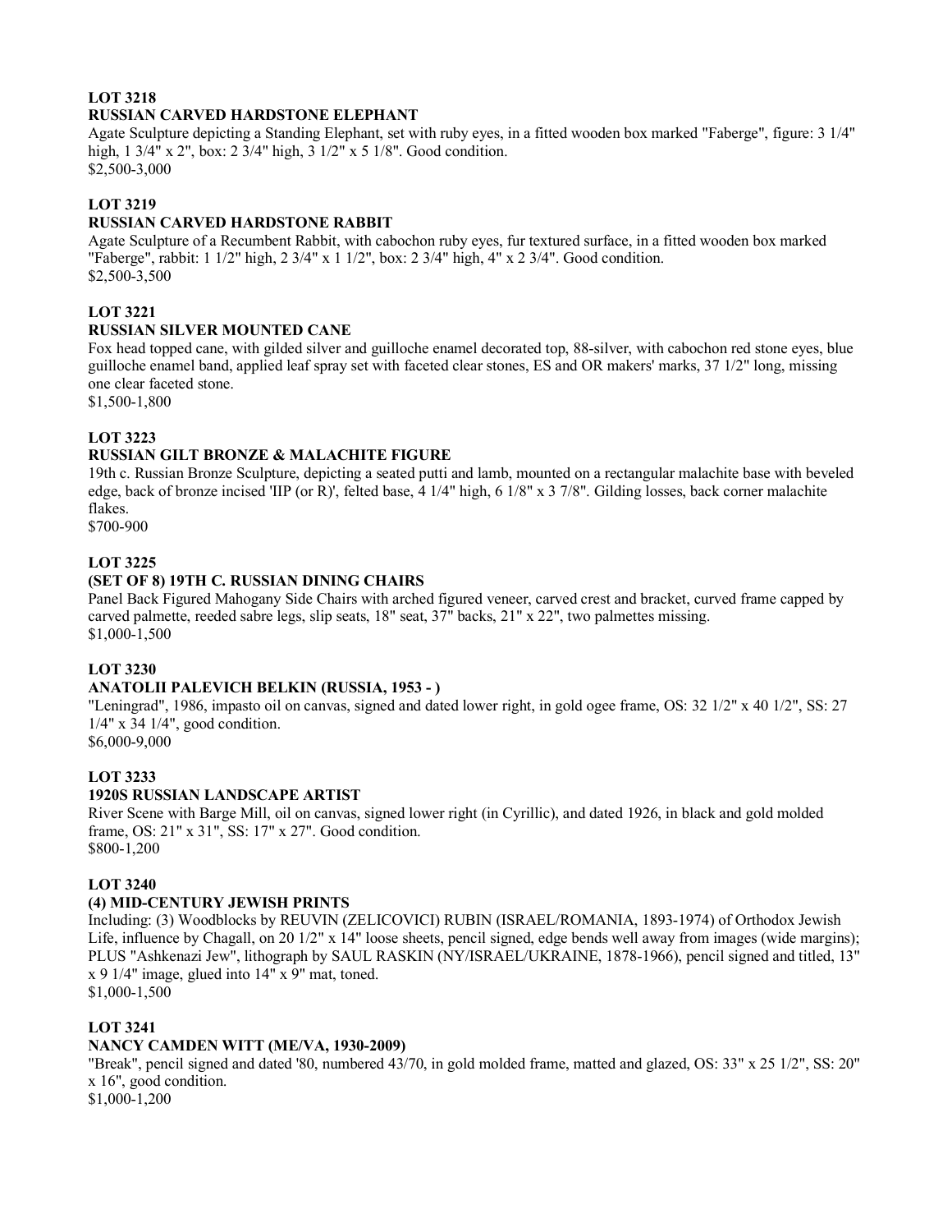**LOT 3218**
**RUSSIAN CARVED HARDSTONE ELEPHANT**
Agate Sculpture depicting a Standing Elephant, set with ruby eyes, in a fitted wooden box marked "Faberge", figure: 3 1/4" high, 1 3/4" x 2", box: 2 3/4" high, 3 1/2" x 5 1/8". Good condition.
$2,500-3,000

**LOT 3219**
**RUSSIAN CARVED HARDSTONE RABBIT**
Agate Sculpture of a Recumbent Rabbit, with cabochon ruby eyes, fur textured surface, in a fitted wooden box marked "Faberge", rabbit: 1 1/2" high, 2 3/4" x 1 1/2", box: 2 3/4" high, 4" x 2 3/4". Good condition.
$2,500-3,500

**LOT 3221**
**RUSSIAN SILVER MOUNTED CANE**
Fox head topped cane, with gilded silver and guilloche enamel decorated top, 88-silver, with cabochon red stone eyes, blue guilloche enamel band, applied leaf spray set with faceted clear stones, ES and OR makers' marks, 37 1/2" long, missing one clear faceted stone.
$1,500-1,800

**LOT 3223**
**RUSSIAN GILT BRONZE & MALACHITE FIGURE**
19th c. Russian Bronze Sculpture, depicting a seated putti and lamb, mounted on a rectangular malachite base with beveled edge, back of bronze incised 'IIP (or R)', felted base, 4 1/4" high, 6 1/8" x 3 7/8". Gilding losses, back corner malachite flakes.
$700-900

**LOT 3225**
**(SET OF 8) 19TH C. RUSSIAN DINING CHAIRS**
Panel Back Figured Mahogany Side Chairs with arched figured veneer, carved crest and bracket, curved frame capped by carved palmette, reeded sabre legs, slip seats, 18" seat, 37" backs, 21" x 22", two palmettes missing.
$1,000-1,500

**LOT 3230**
**ANATOLII PALEVICH BELKIN (RUSSIA, 1953 - )**
"Leningrad", 1986, impasto oil on canvas, signed and dated lower right, in gold ogee frame, OS: 32 1/2" x 40 1/2", SS: 27 1/4" x 34 1/4", good condition.
$6,000-9,000

**LOT 3233**
**1920S RUSSIAN LANDSCAPE ARTIST**
River Scene with Barge Mill, oil on canvas, signed lower right (in Cyrillic), and dated 1926, in black and gold molded frame, OS: 21" x 31", SS: 17" x 27". Good condition.
$800-1,200

**LOT 3240**
**(4) MID-CENTURY JEWISH PRINTS**
Including: (3) Woodblocks by REUVIN (ZELICOVICI) RUBIN (ISRAEL/ROMANIA, 1893-1974) of Orthodox Jewish Life, influence by Chagall, on 20 1/2" x 14" loose sheets, pencil signed, edge bends well away from images (wide margins); PLUS "Ashkenazi Jew", lithograph by SAUL RASKIN (NY/ISRAEL/UKRAINE, 1878-1966), pencil signed and titled, 13" x 9 1/4" image, glued into 14" x 9" mat, toned.
$1,000-1,500

**LOT 3241**
**NANCY CAMDEN WITT (ME/VA, 1930-2009)**
"Break", pencil signed and dated '80, numbered 43/70, in gold molded frame, matted and glazed, OS: 33" x 25 1/2", SS: 20" x 16", good condition.
$1,000-1,200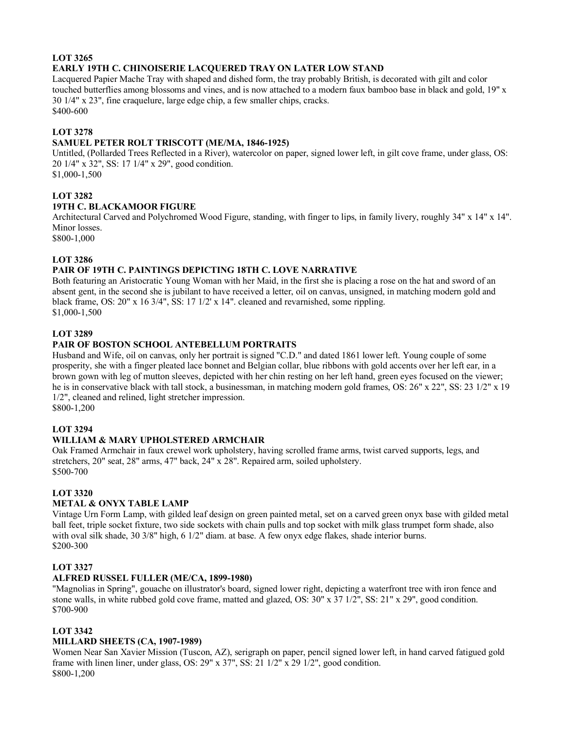**LOT 3265**

**EARLY 19TH C. CHINOISERIE LACQUERED TRAY ON LATER LOW STAND**

Lacquered Papier Mache Tray with shaped and dished form, the tray probably British, is decorated with gilt and color touched butterflies among blossoms and vines, and is now attached to a modern faux bamboo base in black and gold, 19" x 30 1/4" x 23", fine craquelure, large edge chip, a few smaller chips, cracks.
$400-600

**LOT 3278**

**SAMUEL PETER ROLT TRISCOTT (ME/MA, 1846-1925)**

Untitled, (Pollarded Trees Reflected in a River), watercolor on paper, signed lower left, in gilt cove frame, under glass, OS: 20 1/4" x 32", SS: 17 1/4" x 29", good condition.
$1,000-1,500

**LOT 3282**

**19TH C. BLACKAMOOR FIGURE**

Architectural Carved and Polychromed Wood Figure, standing, with finger to lips, in family livery, roughly 34" x 14" x 14". Minor losses.
$800-1,000

**LOT 3286**

**PAIR OF 19TH C. PAINTINGS DEPICTING 18TH C. LOVE NARRATIVE**

Both featuring an Aristocratic Young Woman with her Maid, in the first she is placing a rose on the hat and sword of an absent gent, in the second she is jubilant to have received a letter, oil on canvas, unsigned, in matching modern gold and black frame, OS: 20" x 16 3/4", SS: 17 1/2' x 14". cleaned and revarnished, some rippling.
$1,000-1,500

**LOT 3289**

**PAIR OF BOSTON SCHOOL ANTEBELLUM PORTRAITS**

Husband and Wife, oil on canvas, only her portrait is signed "C.D." and dated 1861 lower left. Young couple of some prosperity, she with a finger pleated lace bonnet and Belgian collar, blue ribbons with gold accents over her left ear, in a brown gown with leg of mutton sleeves, depicted with her chin resting on her left hand, green eyes focused on the viewer; he is in conservative black with tall stock, a businessman, in matching modern gold frames, OS: 26" x 22", SS: 23 1/2" x 19 1/2", cleaned and relined, light stretcher impression.
$800-1,200

**LOT 3294**

**WILLIAM & MARY UPHOLSTERED ARMCHAIR**

Oak Framed Armchair in faux crewel work upholstery, having scrolled frame arms, twist carved supports, legs, and stretchers, 20" seat, 28" arms, 47" back, 24" x 28". Repaired arm, soiled upholstery.
$500-700

**LOT 3320**

**METAL & ONYX TABLE LAMP**

Vintage Urn Form Lamp, with gilded leaf design on green painted metal, set on a carved green onyx base with gilded metal ball feet, triple socket fixture, two side sockets with chain pulls and top socket with milk glass trumpet form shade, also with oval silk shade, 30 3/8" high, 6 1/2" diam. at base. A few onyx edge flakes, shade interior burns.
$200-300

**LOT 3327**

**ALFRED RUSSEL FULLER (ME/CA, 1899-1980)**

"Magnolias in Spring", gouache on illustrator's board, signed lower right, depicting a waterfront tree with iron fence and stone walls, in white rubbed gold cove frame, matted and glazed, OS: 30" x 37 1/2", SS: 21" x 29", good condition.
$700-900

**LOT 3342**

**MILLARD SHEETS (CA, 1907-1989)**

Women Near San Xavier Mission (Tuscon, AZ), serigraph on paper, pencil signed lower left, in hand carved fatigued gold frame with linen liner, under glass, OS: 29" x 37", SS: 21 1/2" x 29 1/2", good condition.
$800-1,200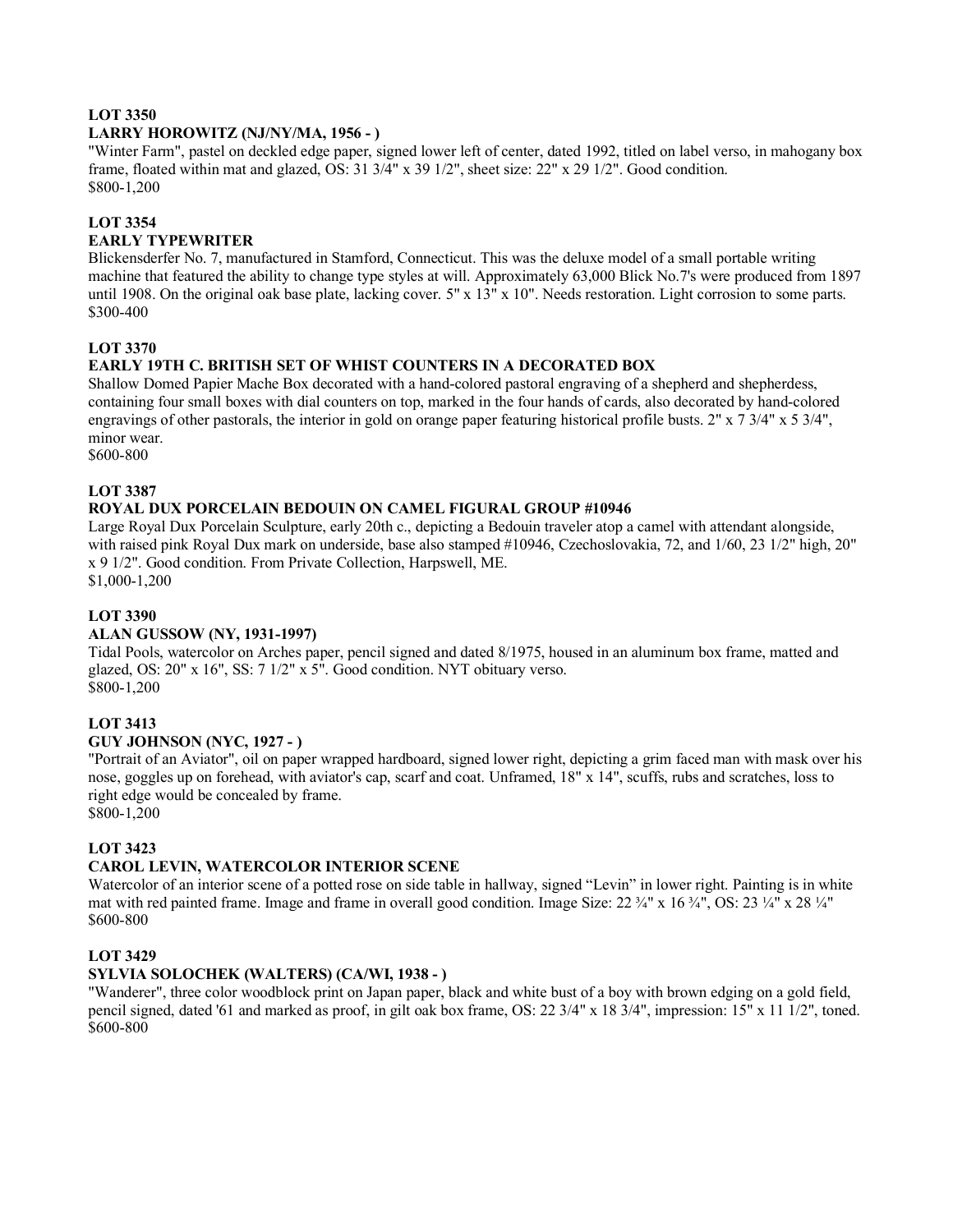**LOT 3350**
**LARRY HOROWITZ (NJ/NY/MA, 1956 - )**
"Winter Farm", pastel on deckled edge paper, signed lower left of center, dated 1992, titled on label verso, in mahogany box frame, floated within mat and glazed, OS: 31 3/4" x 39 1/2", sheet size: 22" x 29 1/2". Good condition.
$800-1,200

**LOT 3354**
**EARLY TYPEWRITER**
Blickensderfer No. 7, manufactured in Stamford, Connecticut. This was the deluxe model of a small portable writing machine that featured the ability to change type styles at will. Approximately 63,000 Blick No.7's were produced from 1897 until 1908. On the original oak base plate, lacking cover. 5" x 13" x 10". Needs restoration. Light corrosion to some parts.
$300-400

**LOT 3370**
**EARLY 19TH C. BRITISH SET OF WHIST COUNTERS IN A DECORATED BOX**
Shallow Domed Papier Mache Box decorated with a hand-colored pastoral engraving of a shepherd and shepherdess, containing four small boxes with dial counters on top, marked in the four hands of cards, also decorated by hand-colored engravings of other pastorals, the interior in gold on orange paper featuring historical profile busts. 2" x 7 3/4" x 5 3/4", minor wear.
$600-800

**LOT 3387**
**ROYAL DUX PORCELAIN BEDOUIN ON CAMEL FIGURAL GROUP #10946**
Large Royal Dux Porcelain Sculpture, early 20th c., depicting a Bedouin traveler atop a camel with attendant alongside, with raised pink Royal Dux mark on underside, base also stamped #10946, Czechoslovakia, 72, and 1/60, 23 1/2" high, 20" x 9 1/2". Good condition. From Private Collection, Harpswell, ME.
$1,000-1,200

**LOT 3390**
**ALAN GUSSOW (NY, 1931-1997)**
Tidal Pools, watercolor on Arches paper, pencil signed and dated 8/1975, housed in an aluminum box frame, matted and glazed, OS: 20" x 16", SS: 7 1/2" x 5". Good condition. NYT obituary verso.
$800-1,200

**LOT 3413**
**GUY JOHNSON (NYC, 1927 - )**
"Portrait of an Aviator", oil on paper wrapped hardboard, signed lower right, depicting a grim faced man with mask over his nose, goggles up on forehead, with aviator's cap, scarf and coat. Unframed, 18" x 14", scuffs, rubs and scratches, loss to right edge would be concealed by frame.
$800-1,200

**LOT 3423**
**CAROL LEVIN, WATERCOLOR INTERIOR SCENE**
Watercolor of an interior scene of a potted rose on side table in hallway, signed "Levin" in lower right. Painting is in white mat with red painted frame. Image and frame in overall good condition. Image Size: 22 ¾" x 16 ¾", OS: 23 ¼" x 28 ¼"
$600-800

**LOT 3429**
**SYLVIA SOLOCHEK (WALTERS) (CA/WI, 1938 - )**
"Wanderer", three color woodblock print on Japan paper, black and white bust of a boy with brown edging on a gold field, pencil signed, dated '61 and marked as proof, in gilt oak box frame, OS: 22 3/4" x 18 3/4", impression: 15" x 11 1/2", toned.
$600-800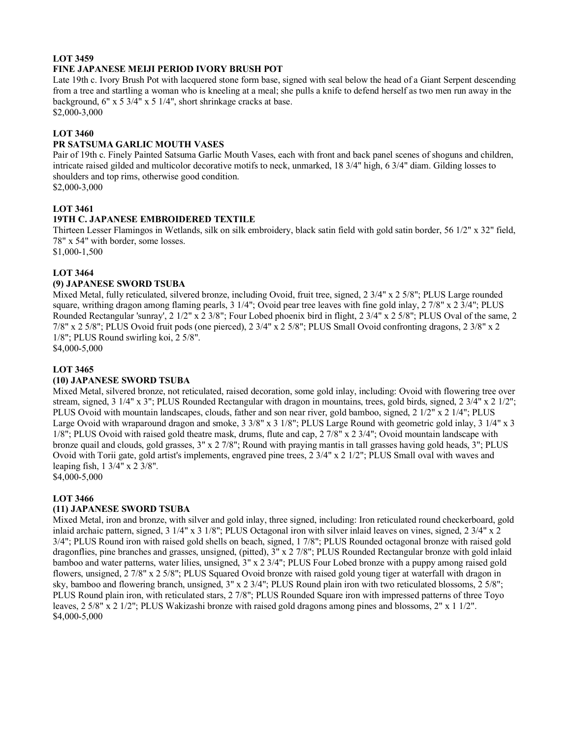**LOT 3459**

**FINE JAPANESE MEIJI PERIOD IVORY BRUSH POT**

Late 19th c. Ivory Brush Pot with lacquered stone form base, signed with seal below the head of a Giant Serpent descending from a tree and startling a woman who is kneeling at a meal; she pulls a knife to defend herself as two men run away in the background, 6" x 5 3/4" x 5 1/4", short shrinkage cracks at base.

$2,000-3,000

**LOT 3460**

**PR SATSUMA GARLIC MOUTH VASES**

Pair of 19th c. Finely Painted Satsuma Garlic Mouth Vases, each with front and back panel scenes of shoguns and children, intricate raised gilded and multicolor decorative motifs to neck, unmarked, 18 3/4" high, 6 3/4" diam. Gilding losses to shoulders and top rims, otherwise good condition.

$2,000-3,000

**LOT 3461**

**19TH C. JAPANESE EMBROIDERED TEXTILE**

Thirteen Lesser Flamingos in Wetlands, silk on silk embroidery, black satin field with gold satin border, 56 1/2" x 32" field, 78" x 54" with border, some losses.

$1,000-1,500

**LOT 3464**

**(9) JAPANESE SWORD TSUBA**

Mixed Metal, fully reticulated, silvered bronze, including Ovoid, fruit tree, signed, 2 3/4" x 2 5/8"; PLUS Large rounded square, writhing dragon among flaming pearls, 3 1/4"; Ovoid pear tree leaves with fine gold inlay, 2 7/8" x 2 3/4"; PLUS Rounded Rectangular 'sunray', 2 1/2" x 2 3/8"; Four Lobed phoenix bird in flight, 2 3/4" x 2 5/8"; PLUS Oval of the same, 2 7/8" x 2 5/8"; PLUS Ovoid fruit pods (one pierced), 2 3/4" x 2 5/8"; PLUS Small Ovoid confronting dragons, 2 3/8" x 2 1/8"; PLUS Round swirling koi, 2 5/8".

$4,000-5,000

**LOT 3465**

**(10) JAPANESE SWORD TSUBA**

Mixed Metal, silvered bronze, not reticulated, raised decoration, some gold inlay, including: Ovoid with flowering tree over stream, signed, 3 1/4" x 3"; PLUS Rounded Rectangular with dragon in mountains, trees, gold birds, signed, 2 3/4" x 2 1/2"; PLUS Ovoid with mountain landscapes, clouds, father and son near river, gold bamboo, signed, 2 1/2" x 2 1/4"; PLUS Large Ovoid with wraparound dragon and smoke, 3 3/8" x 3 1/8"; PLUS Large Round with geometric gold inlay, 3 1/4" x 3 1/8"; PLUS Ovoid with raised gold theatre mask, drums, flute and cap, 2 7/8" x 2 3/4"; Ovoid mountain landscape with bronze quail and clouds, gold grasses, 3" x 2 7/8"; Round with praying mantis in tall grasses having gold heads, 3"; PLUS Ovoid with Torii gate, gold artist's implements, engraved pine trees, 2 3/4" x 2 1/2"; PLUS Small oval with waves and leaping fish, 1 3/4" x 2 3/8".

$4,000-5,000

**LOT 3466**

**(11) JAPANESE SWORD TSUBA**

Mixed Metal, iron and bronze, with silver and gold inlay, three signed, including: Iron reticulated round checkerboard, gold inlaid archaic pattern, signed, 3 1/4" x 3 1/8"; PLUS Octagonal iron with silver inlaid leaves on vines, signed, 2 3/4" x 2 3/4"; PLUS Round iron with raised gold shells on beach, signed, 1 7/8"; PLUS Rounded octagonal bronze with raised gold dragonflies, pine branches and grasses, unsigned, (pitted), 3" x 2 7/8"; PLUS Rounded Rectangular bronze with gold inlaid bamboo and water patterns, water lilies, unsigned, 3" x 2 3/4"; PLUS Four Lobed bronze with a puppy among raised gold flowers, unsigned, 2 7/8" x 2 5/8"; PLUS Squared Ovoid bronze with raised gold young tiger at waterfall with dragon in sky, bamboo and flowering branch, unsigned, 3" x 2 3/4"; PLUS Round plain iron with two reticulated blossoms, 2 5/8"; PLUS Round plain iron, with reticulated stars, 2 7/8"; PLUS Rounded Square iron with impressed patterns of three Toyo leaves, 2 5/8" x 2 1/2"; PLUS Wakizashi bronze with raised gold dragons among pines and blossoms, 2" x 1 1/2".

$4,000-5,000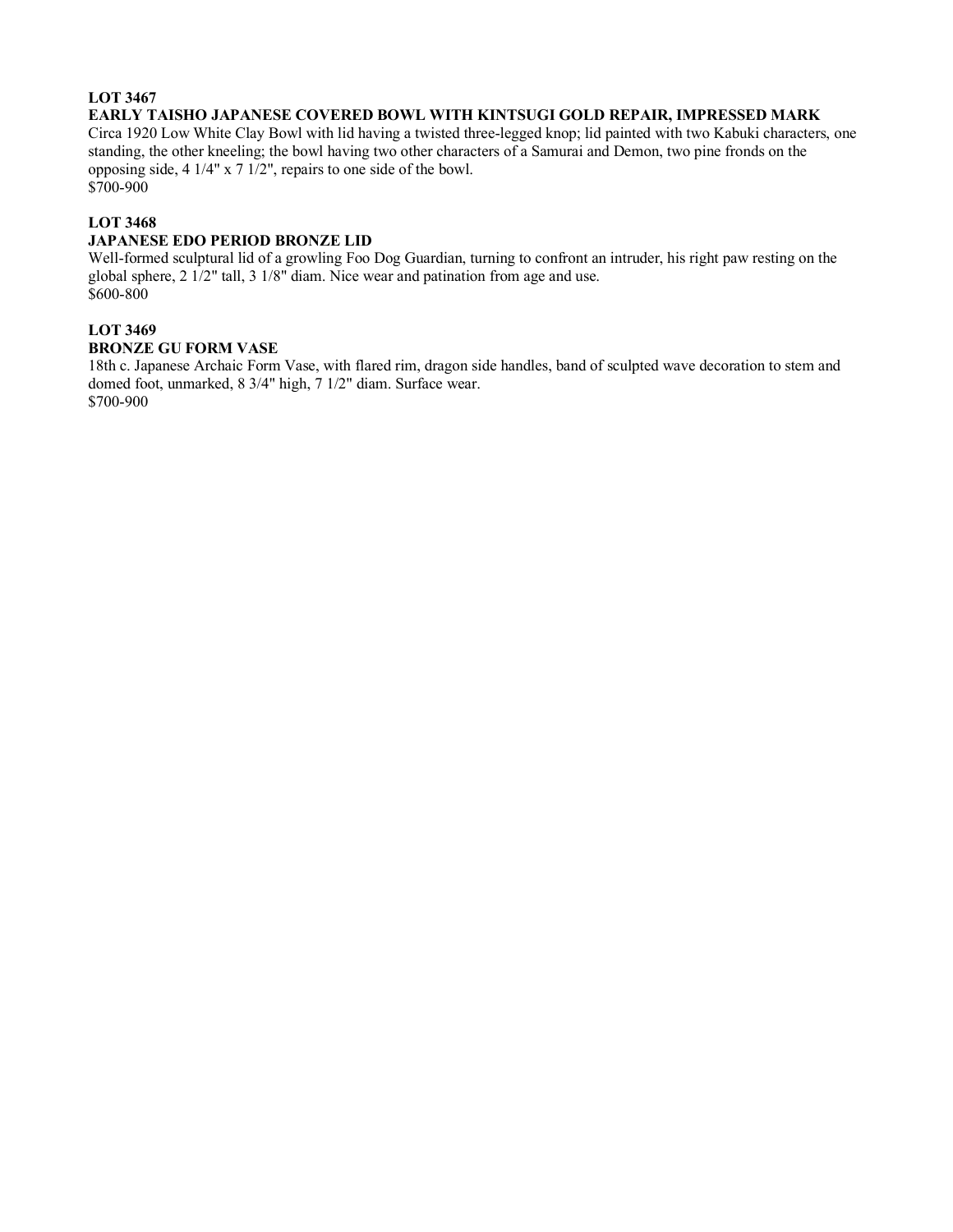**LOT 3467**

**EARLY TAISHO JAPANESE COVERED BOWL WITH KINTSUGI GOLD REPAIR, IMPRESSED MARK**

Circa 1920 Low White Clay Bowl with lid having a twisted three-legged knop; lid painted with two Kabuki characters, one standing, the other kneeling; the bowl having two other characters of a Samurai and Demon, two pine fronds on the opposing side, 4 1/4" x 7 1/2", repairs to one side of the bowl.
$700-900

**LOT 3468**

**JAPANESE EDO PERIOD BRONZE LID**

Well-formed sculptural lid of a growling Foo Dog Guardian, turning to confront an intruder, his right paw resting on the global sphere, 2 1/2" tall, 3 1/8" diam. Nice wear and patination from age and use.
$600-800

**LOT 3469**

**BRONZE GU FORM VASE**

18th c. Japanese Archaic Form Vase, with flared rim, dragon side handles, band of sculpted wave decoration to stem and domed foot, unmarked, 8 3/4" high, 7 1/2" diam. Surface wear.
$700-900